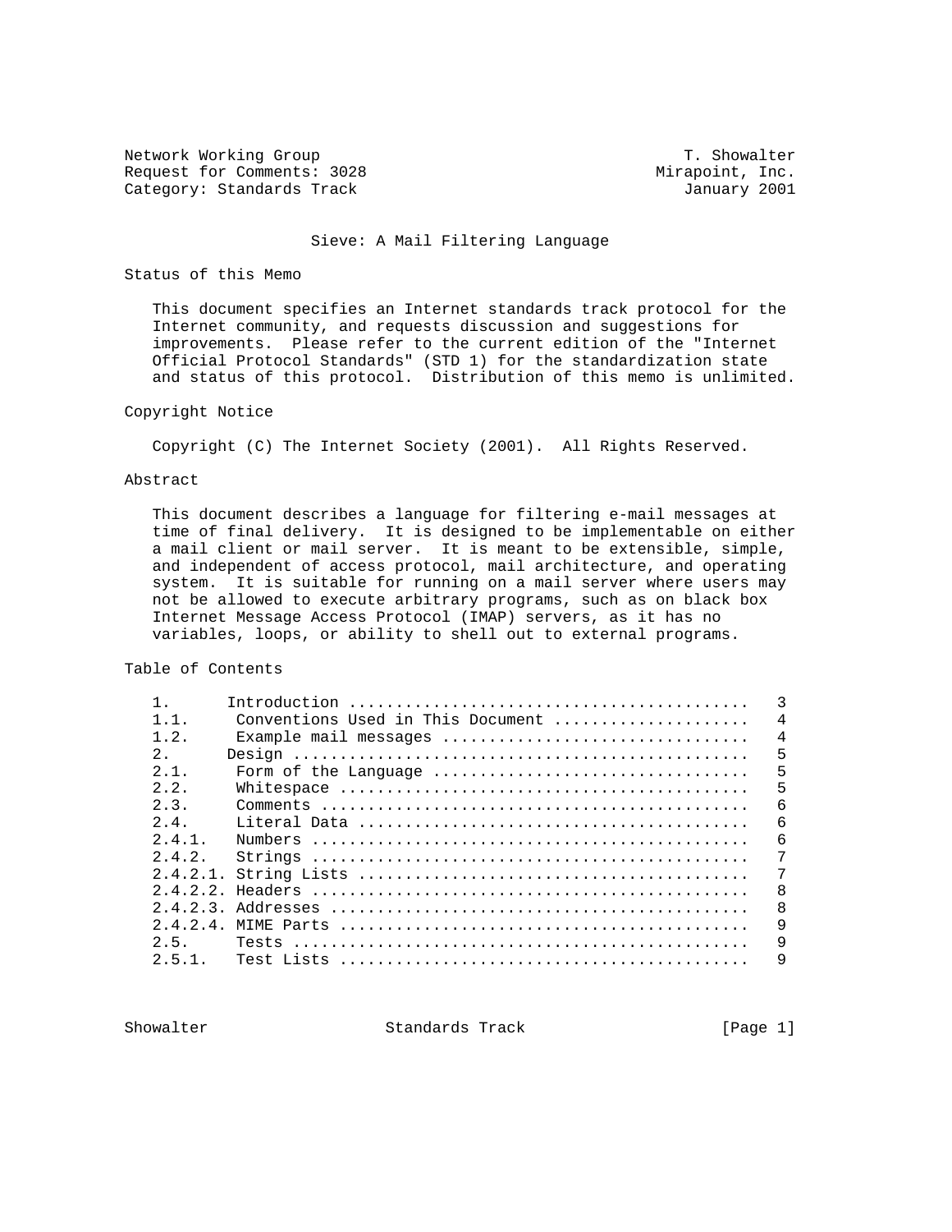Network Working Group T. Showalter
Request for Comments: 3028 Mirapoint, Inc.
Category: Standards Track January 2001

# Sieve: A Mail Filtering Language

## Status of this Memo

This document specifies an Internet standards track protocol for the Internet community, and requests discussion and suggestions for improvements. Please refer to the current edition of the "Internet Official Protocol Standards" (STD 1) for the standardization state and status of this protocol. Distribution of this memo is unlimited.

## Copyright Notice

Copyright (C) The Internet Society (2001). All Rights Reserved.

## Abstract

This document describes a language for filtering e-mail messages at time of final delivery. It is designed to be implementable on either a mail client or mail server. It is meant to be extensible, simple, and independent of access protocol, mail architecture, and operating system. It is suitable for running on a mail server where users may not be allowed to execute arbitrary programs, such as on black box Internet Message Access Protocol (IMAP) servers, as it has no variables, loops, or ability to shell out to external programs.

## Table of Contents

```
1.      Introduction ..........................................   3
1.1.     Conventions Used in This Document .....................   4
1.2.     Example mail messages ................................   4
2.      Design ................................................   5
2.1.     Form of the Language .................................   5
2.2.     Whitespace ...........................................   5
2.3.     Comments .............................................   6
2.4.     Literal Data .........................................   6
2.4.1.   Numbers ..............................................   6
2.4.2.   Strings ..............................................   7
2.4.2.1. String Lists .........................................   7
2.4.2.2. Headers ..............................................   8
2.4.2.3. Addresses ............................................   8
2.4.2.4. MIME Parts ...........................................   9
2.5.     Tests ................................................   9
2.5.1.   Test Lists ...........................................   9
```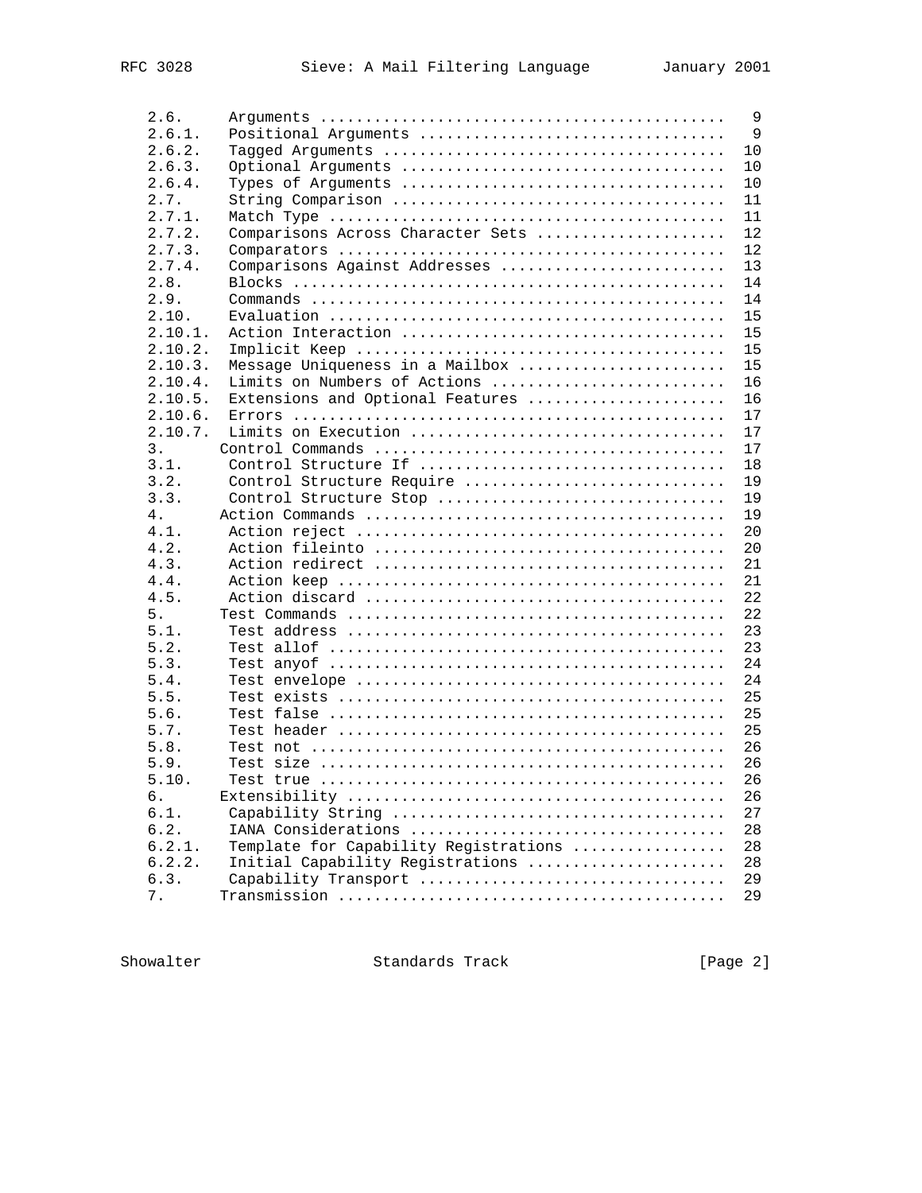```
   2.6.     Arguments ............................................  9
   2.6.1.   Positional Arguments .................................  9
   2.6.2.   Tagged Arguments ..................................... 10
   2.6.3.   Optional Arguments ................................... 10
   2.6.4.   Types of Arguments ................................... 10
   2.7.     String Comparison .................................... 11
   2.7.1.   Match Type ........................................... 11
   2.7.2.   Comparisons Across Character Sets .................... 12
   2.7.3.   Comparators .......................................... 12
   2.7.4.   Comparisons Against Addresses ........................ 13
   2.8.     Blocks ............................................... 14
   2.9.     Commands ............................................. 14
   2.10.    Evaluation ........................................... 15
   2.10.1.  Action Interaction ................................... 15
   2.10.2.  Implicit Keep ........................................ 15
   2.10.3.  Message Uniqueness in a Mailbox ...................... 15
   2.10.4.  Limits on Numbers of Actions ......................... 16
   2.10.5.  Extensions and Optional Features ..................... 16
   2.10.6.  Errors ............................................... 17
   2.10.7.  Limits on Execution .................................. 17
   3.      Control Commands ...................................... 17
   3.1.     Control Structure If ................................. 18
   3.2.     Control Structure Require ............................ 19
   3.3.     Control Structure Stop ............................... 19
   4.      Action Commands ....................................... 19
   4.1.     Action reject ........................................ 20
   4.2.     Action fileinto ...................................... 20
   4.3.     Action redirect ...................................... 21
   4.4.     Action keep .......................................... 21
   4.5.     Action discard ....................................... 22
   5.      Test Commands ......................................... 22
   5.1.     Test address ......................................... 23
   5.2.     Test allof ........................................... 23
   5.3.     Test anyof ........................................... 24
   5.4.     Test envelope ........................................ 24
   5.5.     Test exists .......................................... 25
   5.6.     Test false ........................................... 25
   5.7.     Test header .......................................... 25
   5.8.     Test not ............................................. 26
   5.9.     Test size ............................................ 26
   5.10.    Test true ............................................ 26
   6.      Extensibility ......................................... 26
   6.1.     Capability String .................................... 27
   6.2.     IANA Considerations .................................. 28
   6.2.1.   Template for Capability Registrations ................ 28
   6.2.2.   Initial Capability Registrations ..................... 28
   6.3.     Capability Transport ................................. 29
   7.      Transmission .......................................... 29
```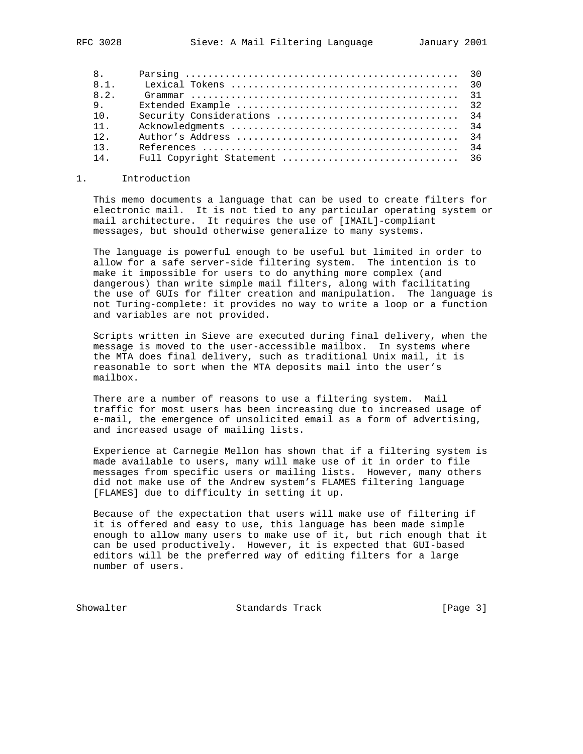| | | |
|---|---|---|
| 8. | Parsing | 30 |
| 8.1. | Lexical Tokens | 30 |
| 8.2. | Grammar | 31 |
| 9. | Extended Example | 32 |
| 10. | Security Considerations | 34 |
| 11. | Acknowledgments | 34 |
| 12. | Author's Address | 34 |
| 13. | References | 34 |
| 14. | Full Copyright Statement | 36 |

## 1. Introduction

This memo documents a language that can be used to create filters for electronic mail. It is not tied to any particular operating system or mail architecture. It requires the use of [IMAIL]-compliant messages, but should otherwise generalize to many systems.

The language is powerful enough to be useful but limited in order to allow for a safe server-side filtering system. The intention is to make it impossible for users to do anything more complex (and dangerous) than write simple mail filters, along with facilitating the use of GUIs for filter creation and manipulation. The language is not Turing-complete: it provides no way to write a loop or a function and variables are not provided.

Scripts written in Sieve are executed during final delivery, when the message is moved to the user-accessible mailbox. In systems where the MTA does final delivery, such as traditional Unix mail, it is reasonable to sort when the MTA deposits mail into the user's mailbox.

There are a number of reasons to use a filtering system. Mail traffic for most users has been increasing due to increased usage of e-mail, the emergence of unsolicited email as a form of advertising, and increased usage of mailing lists.

Experience at Carnegie Mellon has shown that if a filtering system is made available to users, many will make use of it in order to file messages from specific users or mailing lists. However, many others did not make use of the Andrew system's FLAMES filtering language [FLAMES] due to difficulty in setting it up.

Because of the expectation that users will make use of filtering if it is offered and easy to use, this language has been made simple enough to allow many users to make use of it, but rich enough that it can be used productively. However, it is expected that GUI-based editors will be the preferred way of editing filters for a large number of users.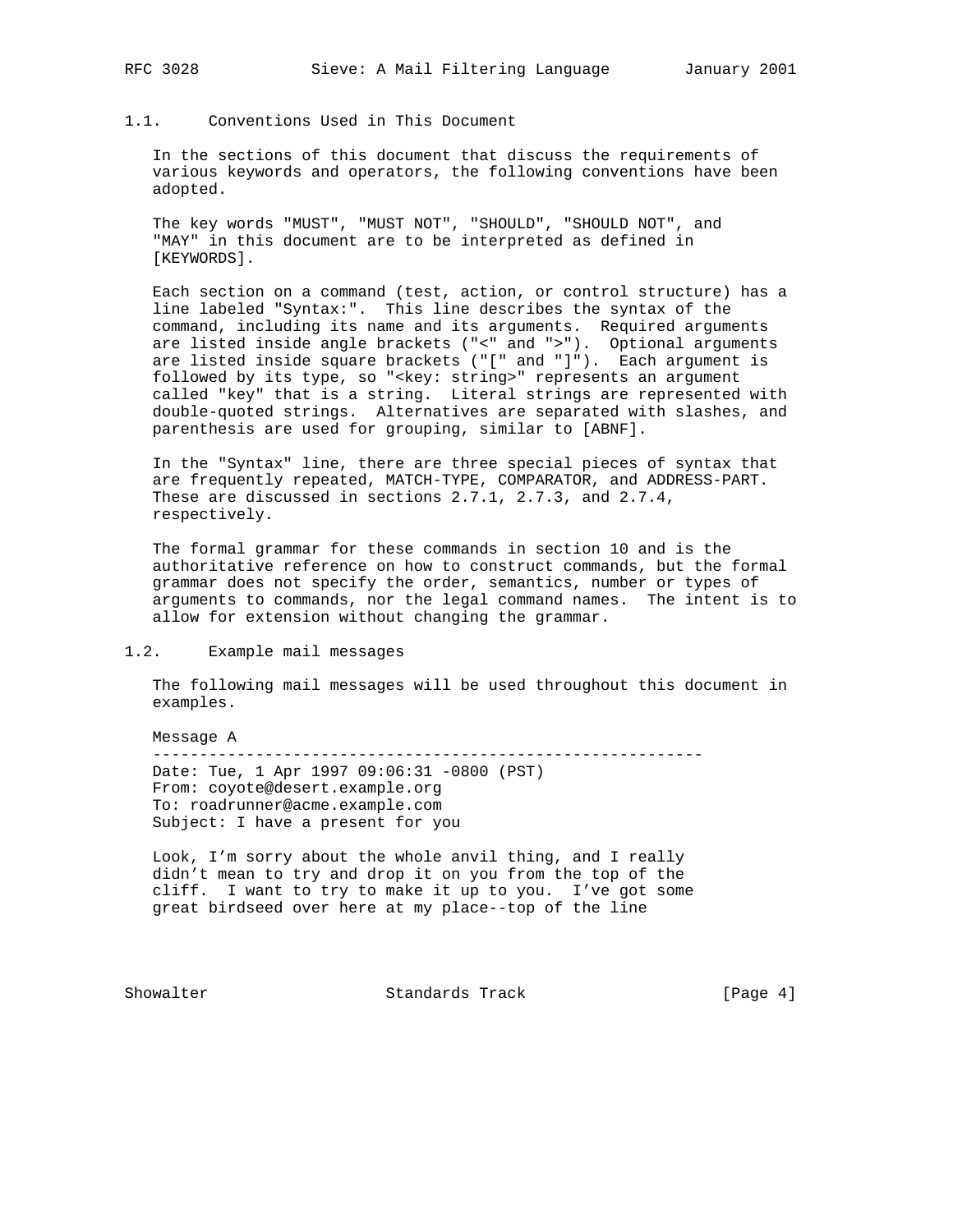## 1.1. Conventions Used in This Document

In the sections of this document that discuss the requirements of various keywords and operators, the following conventions have been adopted.

The key words "MUST", "MUST NOT", "SHOULD", "SHOULD NOT", and "MAY" in this document are to be interpreted as defined in [KEYWORDS].

Each section on a command (test, action, or control structure) has a line labeled "Syntax:". This line describes the syntax of the command, including its name and its arguments. Required arguments are listed inside angle brackets ("<" and ">"). Optional arguments are listed inside square brackets ("[" and "]"). Each argument is followed by its type, so "<key: string>" represents an argument called "key" that is a string. Literal strings are represented with double-quoted strings. Alternatives are separated with slashes, and parenthesis are used for grouping, similar to [ABNF].

In the "Syntax" line, there are three special pieces of syntax that are frequently repeated, MATCH-TYPE, COMPARATOR, and ADDRESS-PART. These are discussed in sections 2.7.1, 2.7.3, and 2.7.4, respectively.

The formal grammar for these commands in section 10 and is the authoritative reference on how to construct commands, but the formal grammar does not specify the order, semantics, number or types of arguments to commands, nor the legal command names. The intent is to allow for extension without changing the grammar.

## 1.2. Example mail messages

The following mail messages will be used throughout this document in examples.

```
Message A
-----------------------------------------------------------
Date: Tue, 1 Apr 1997 09:06:31 -0800 (PST)
From: coyote@desert.example.org
To: roadrunner@acme.example.com
Subject: I have a present for you

Look, I'm sorry about the whole anvil thing, and I really
didn't mean to try and drop it on you from the top of the
cliff.  I want to try to make it up to you.  I've got some
great birdseed over here at my place--top of the line
```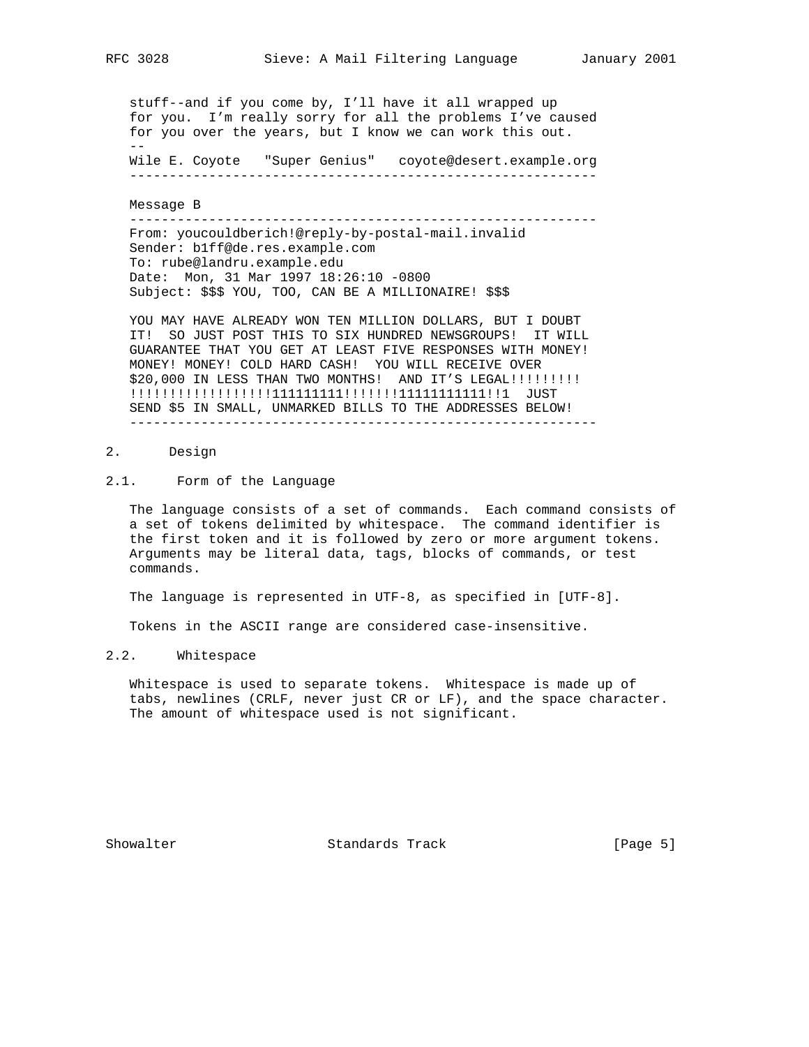```
stuff--and if you come by, I'll have it all wrapped up
for you.  I'm really sorry for all the problems I've caused
for you over the years, but I know we can work this out.
--
Wile E. Coyote   "Super Genius"   coyote@desert.example.org
-----------------------------------------------------------
```

Message B

```
-----------------------------------------------------------
From: youcouldberich!@reply-by-postal-mail.invalid
Sender: b1ff@de.res.example.com
To: rube@landru.example.edu
Date:  Mon, 31 Mar 1997 18:26:10 -0800
Subject: $$$ YOU, TOO, CAN BE A MILLIONAIRE! $$$

YOU MAY HAVE ALREADY WON TEN MILLION DOLLARS, BUT I DOUBT
IT!  SO JUST POST THIS TO SIX HUNDRED NEWSGROUPS!  IT WILL
GUARANTEE THAT YOU GET AT LEAST FIVE RESPONSES WITH MONEY!
MONEY! MONEY! COLD HARD CASH!  YOU WILL RECEIVE OVER
$20,000 IN LESS THAN TWO MONTHS!  AND IT'S LEGAL!!!!!!!!!
!!!!!!!!!!!!!!!!!!111111111!!!!!!!11111111111!!1  JUST
SEND $5 IN SMALL, UNMARKED BILLS TO THE ADDRESSES BELOW!
-----------------------------------------------------------
```

## 2. Design

### 2.1. Form of the Language

The language consists of a set of commands. Each command consists of a set of tokens delimited by whitespace. The command identifier is the first token and it is followed by zero or more argument tokens. Arguments may be literal data, tags, blocks of commands, or test commands.

The language is represented in UTF-8, as specified in [UTF-8].

Tokens in the ASCII range are considered case-insensitive.

### 2.2. Whitespace

Whitespace is used to separate tokens. Whitespace is made up of tabs, newlines (CRLF, never just CR or LF), and the space character. The amount of whitespace used is not significant.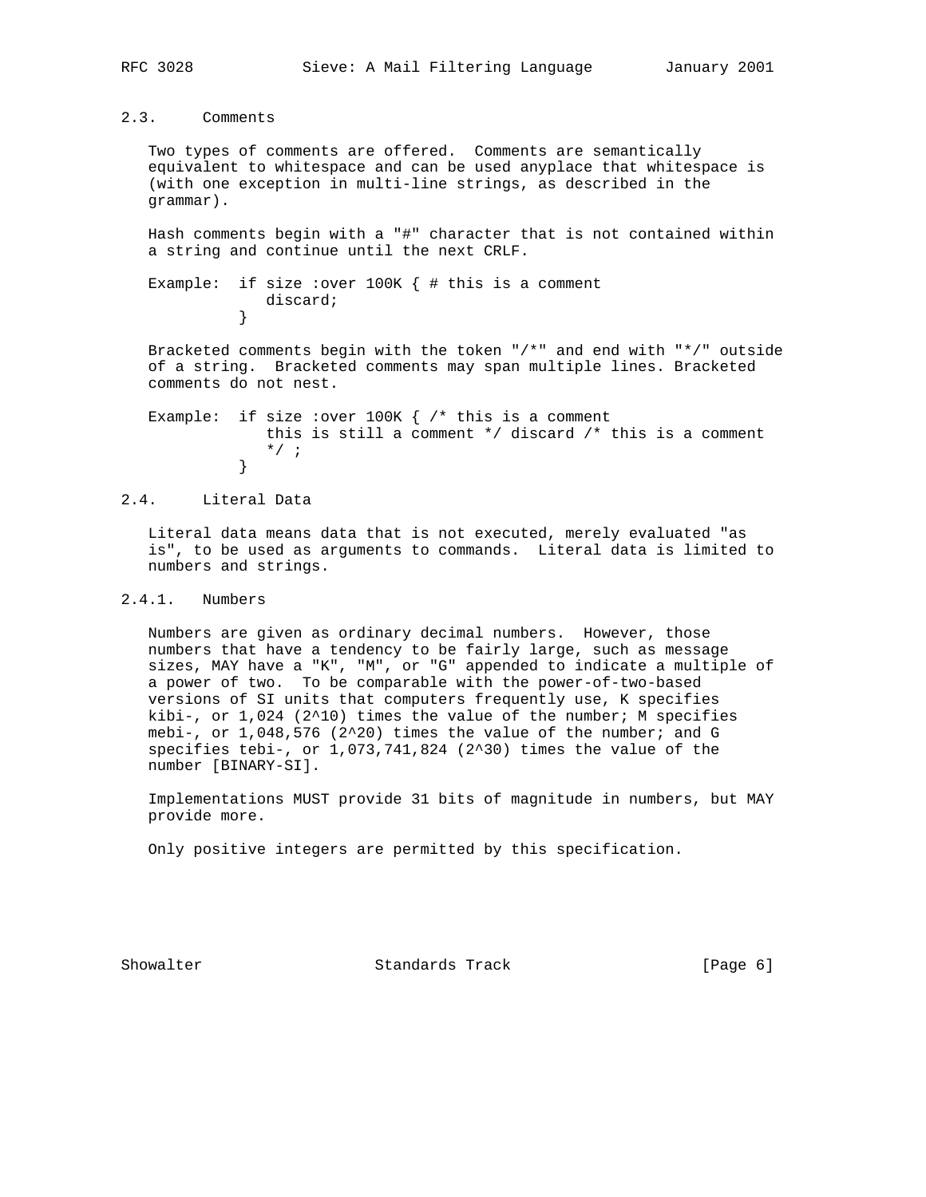### 2.3. Comments

Two types of comments are offered. Comments are semantically equivalent to whitespace and can be used anyplace that whitespace is (with one exception in multi-line strings, as described in the grammar).

Hash comments begin with a "#" character that is not contained within a string and continue until the next CRLF.

```
Example:  if size :over 100K { # this is a comment
             discard;
          }
```

Bracketed comments begin with the token "/*" and end with "*/" outside of a string. Bracketed comments may span multiple lines. Bracketed comments do not nest.

```
Example:  if size :over 100K { /* this is a comment
             this is still a comment */ discard /* this is a comment
             */ ;
          }
```

### 2.4. Literal Data

Literal data means data that is not executed, merely evaluated "as is", to be used as arguments to commands. Literal data is limited to numbers and strings.

#### 2.4.1. Numbers

Numbers are given as ordinary decimal numbers. However, those numbers that have a tendency to be fairly large, such as message sizes, MAY have a "K", "M", or "G" appended to indicate a multiple of a power of two. To be comparable with the power-of-two-based versions of SI units that computers frequently use, K specifies kibi-, or 1,024 ($2^{10}$) times the value of the number; M specifies mebi-, or 1,048,576 ($2^{20}$) times the value of the number; and G specifies tebi-, or 1,073,741,824 ($2^{30}$) times the value of the number [BINARY-SI].

Implementations MUST provide 31 bits of magnitude in numbers, but MAY provide more.

Only positive integers are permitted by this specification.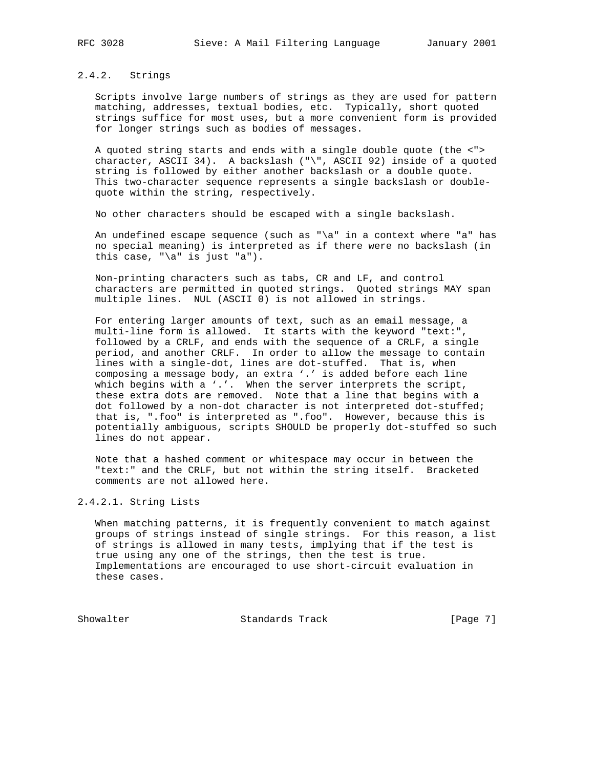### 2.4.2. Strings

Scripts involve large numbers of strings as they are used for pattern matching, addresses, textual bodies, etc. Typically, short quoted strings suffice for most uses, but a more convenient form is provided for longer strings such as bodies of messages.

A quoted string starts and ends with a single double quote (the <"> character, ASCII 34). A backslash ("\", ASCII 92) inside of a quoted string is followed by either another backslash or a double quote. This two-character sequence represents a single backslash or double-quote within the string, respectively.

No other characters should be escaped with a single backslash.

An undefined escape sequence (such as "\a" in a context where "a" has no special meaning) is interpreted as if there were no backslash (in this case, "\a" is just "a").

Non-printing characters such as tabs, CR and LF, and control characters are permitted in quoted strings. Quoted strings MAY span multiple lines. NUL (ASCII 0) is not allowed in strings.

For entering larger amounts of text, such as an email message, a multi-line form is allowed. It starts with the keyword "text:", followed by a CRLF, and ends with the sequence of a CRLF, a single period, and another CRLF. In order to allow the message to contain lines with a single-dot, lines are dot-stuffed. That is, when composing a message body, an extra '.' is added before each line which begins with a '.'. When the server interprets the script, these extra dots are removed. Note that a line that begins with a dot followed by a non-dot character is not interpreted dot-stuffed; that is, ".foo" is interpreted as ".foo". However, because this is potentially ambiguous, scripts SHOULD be properly dot-stuffed so such lines do not appear.

Note that a hashed comment or whitespace may occur in between the "text:" and the CRLF, but not within the string itself. Bracketed comments are not allowed here.

#### 2.4.2.1. String Lists

When matching patterns, it is frequently convenient to match against groups of strings instead of single strings. For this reason, a list of strings is allowed in many tests, implying that if the test is true using any one of the strings, then the test is true. Implementations are encouraged to use short-circuit evaluation in these cases.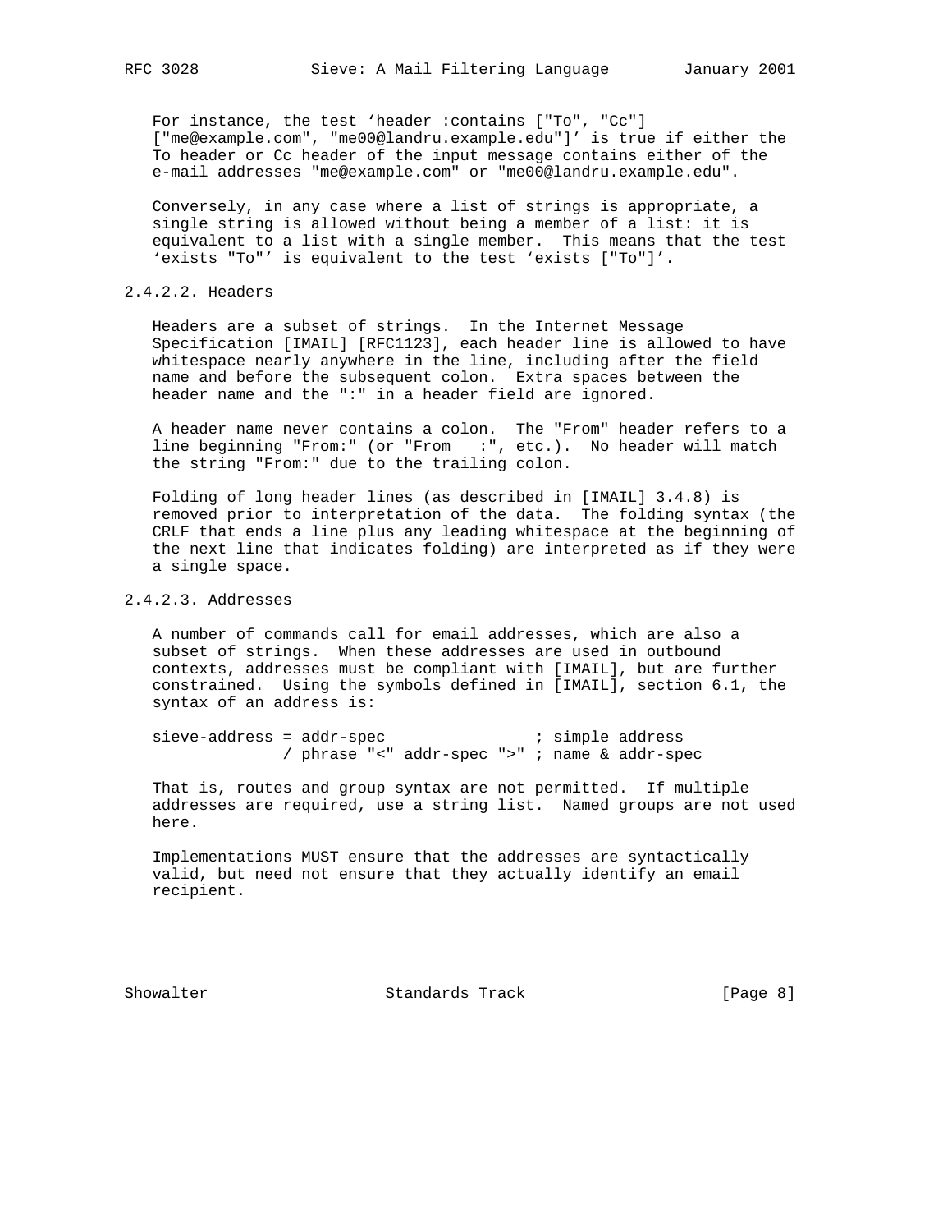For instance, the test ‘header :contains ["To", "Cc"] ["me@example.com", "me00@landru.example.edu"]’ is true if either the To header or Cc header of the input message contains either of the e-mail addresses "me@example.com" or "me00@landru.example.edu".

Conversely, in any case where a list of strings is appropriate, a single string is allowed without being a member of a list: it is equivalent to a list with a single member. This means that the test ‘exists "To"’ is equivalent to the test ‘exists ["To"]’.

#### 2.4.2.2. Headers

Headers are a subset of strings. In the Internet Message Specification [IMAIL] [RFC1123], each header line is allowed to have whitespace nearly anywhere in the line, including after the field name and before the subsequent colon. Extra spaces between the header name and the ":" in a header field are ignored.

A header name never contains a colon. The "From" header refers to a line beginning "From:" (or "From   :", etc.). No header will match the string "From:" due to the trailing colon.

Folding of long header lines (as described in [IMAIL] 3.4.8) is removed prior to interpretation of the data. The folding syntax (the CRLF that ends a line plus any leading whitespace at the beginning of the next line that indicates folding) are interpreted as if they were a single space.

#### 2.4.2.3. Addresses

A number of commands call for email addresses, which are also a subset of strings. When these addresses are used in outbound contexts, addresses must be compliant with [IMAIL], but are further constrained. Using the symbols defined in [IMAIL], section 6.1, the syntax of an address is:

```
sieve-address = addr-spec                ; simple address
              / phrase "<" addr-spec ">" ; name & addr-spec
```

That is, routes and group syntax are not permitted. If multiple addresses are required, use a string list. Named groups are not used here.

Implementations MUST ensure that the addresses are syntactically valid, but need not ensure that they actually identify an email recipient.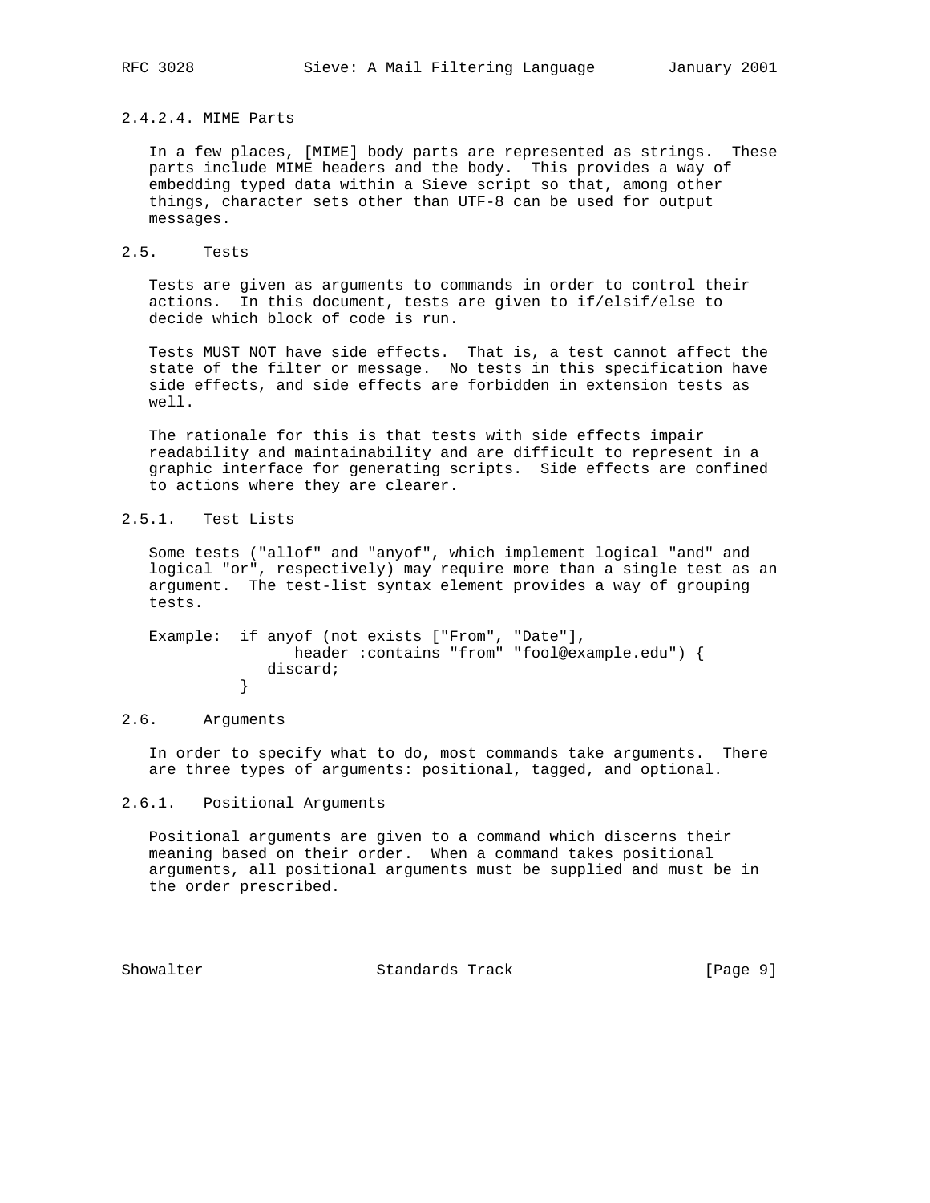#### 2.4.2.4. MIME Parts

In a few places, [MIME] body parts are represented as strings. These parts include MIME headers and the body. This provides a way of embedding typed data within a Sieve script so that, among other things, character sets other than UTF-8 can be used for output messages.

## 2.5. Tests

Tests are given as arguments to commands in order to control their actions. In this document, tests are given to if/elsif/else to decide which block of code is run.

Tests MUST NOT have side effects. That is, a test cannot affect the state of the filter or message. No tests in this specification have side effects, and side effects are forbidden in extension tests as well.

The rationale for this is that tests with side effects impair readability and maintainability and are difficult to represent in a graphic interface for generating scripts. Side effects are confined to actions where they are clearer.

### 2.5.1. Test Lists

Some tests ("allof" and "anyof", which implement logical "and" and logical "or", respectively) may require more than a single test as an argument. The test-list syntax element provides a way of grouping tests.

```
Example:  if anyof (not exists ["From", "Date"],
                  header :contains "from" "fool@example.edu") {
              discard;
          }
```

## 2.6. Arguments

In order to specify what to do, most commands take arguments. There are three types of arguments: positional, tagged, and optional.

### 2.6.1. Positional Arguments

Positional arguments are given to a command which discerns their meaning based on their order. When a command takes positional arguments, all positional arguments must be supplied and must be in the order prescribed.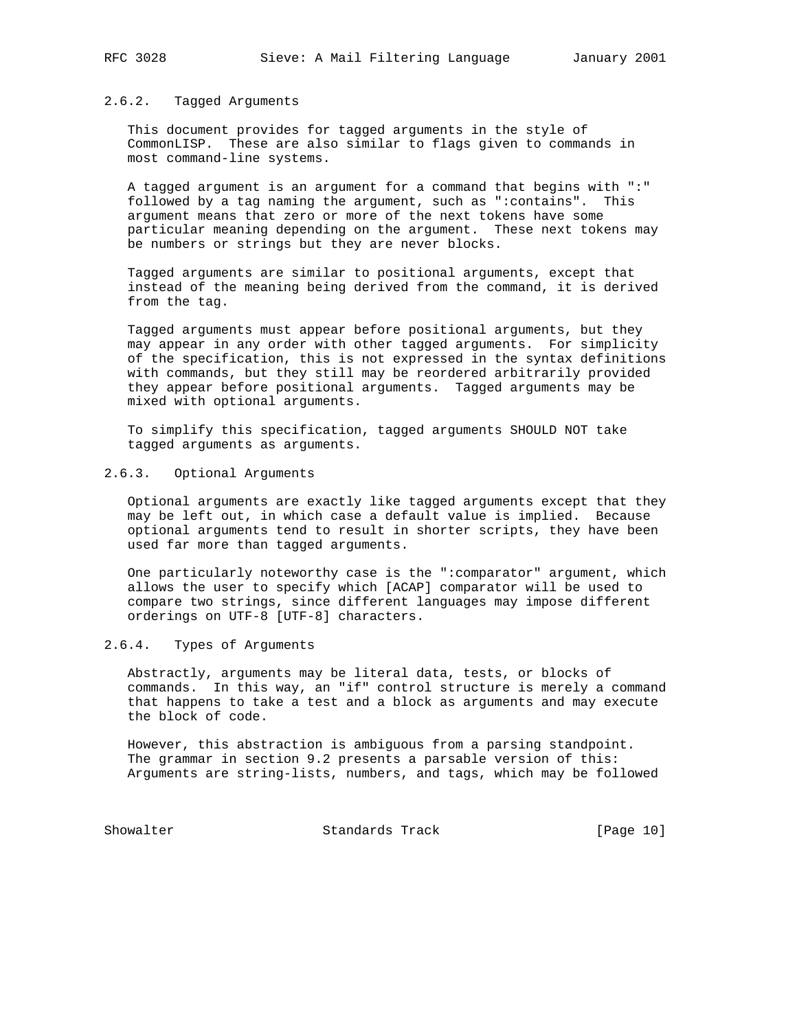### 2.6.2. Tagged Arguments

This document provides for tagged arguments in the style of CommonLISP. These are also similar to flags given to commands in most command-line systems.

A tagged argument is an argument for a command that begins with ":" followed by a tag naming the argument, such as ":contains". This argument means that zero or more of the next tokens have some particular meaning depending on the argument. These next tokens may be numbers or strings but they are never blocks.

Tagged arguments are similar to positional arguments, except that instead of the meaning being derived from the command, it is derived from the tag.

Tagged arguments must appear before positional arguments, but they may appear in any order with other tagged arguments. For simplicity of the specification, this is not expressed in the syntax definitions with commands, but they still may be reordered arbitrarily provided they appear before positional arguments. Tagged arguments may be mixed with optional arguments.

To simplify this specification, tagged arguments SHOULD NOT take tagged arguments as arguments.

### 2.6.3. Optional Arguments

Optional arguments are exactly like tagged arguments except that they may be left out, in which case a default value is implied. Because optional arguments tend to result in shorter scripts, they have been used far more than tagged arguments.

One particularly noteworthy case is the ":comparator" argument, which allows the user to specify which [ACAP] comparator will be used to compare two strings, since different languages may impose different orderings on UTF-8 [UTF-8] characters.

### 2.6.4. Types of Arguments

Abstractly, arguments may be literal data, tests, or blocks of commands. In this way, an "if" control structure is merely a command that happens to take a test and a block as arguments and may execute the block of code.

However, this abstraction is ambiguous from a parsing standpoint. The grammar in section 9.2 presents a parsable version of this: Arguments are string-lists, numbers, and tags, which may be followed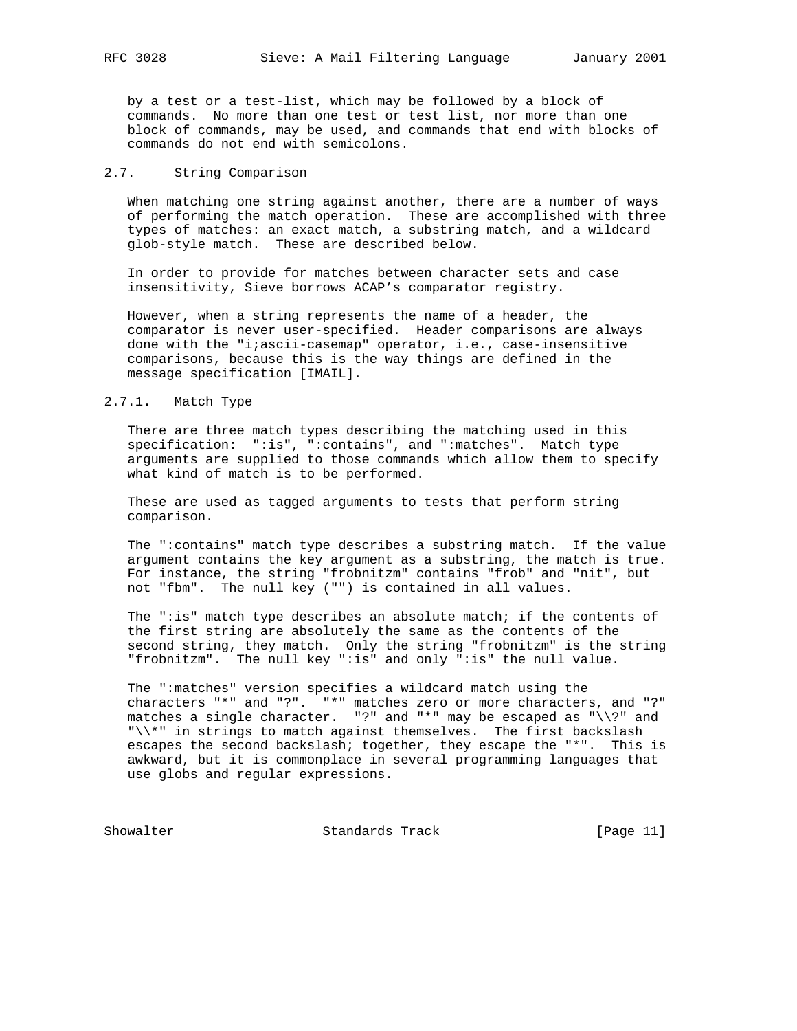by a test or a test-list, which may be followed by a block of commands. No more than one test or test list, nor more than one block of commands, may be used, and commands that end with blocks of commands do not end with semicolons.

## 2.7. String Comparison

When matching one string against another, there are a number of ways of performing the match operation. These are accomplished with three types of matches: an exact match, a substring match, and a wildcard glob-style match. These are described below.

In order to provide for matches between character sets and case insensitivity, Sieve borrows ACAP's comparator registry.

However, when a string represents the name of a header, the comparator is never user-specified. Header comparisons are always done with the "i;ascii-casemap" operator, i.e., case-insensitive comparisons, because this is the way things are defined in the message specification [IMAIL].

### 2.7.1. Match Type

There are three match types describing the matching used in this specification: ":is", ":contains", and ":matches". Match type arguments are supplied to those commands which allow them to specify what kind of match is to be performed.

These are used as tagged arguments to tests that perform string comparison.

The ":contains" match type describes a substring match. If the value argument contains the key argument as a substring, the match is true. For instance, the string "frobnitzm" contains "frob" and "nit", but not "fbm". The null key ("") is contained in all values.

The ":is" match type describes an absolute match; if the contents of the first string are absolutely the same as the contents of the second string, they match. Only the string "frobnitzm" is the string "frobnitzm". The null key ":is" and only ":is" the null value.

The ":matches" version specifies a wildcard match using the characters "*" and "?". "*" matches zero or more characters, and "?" matches a single character. "?" and "*" may be escaped as "\\?" and "\\*" in strings to match against themselves. The first backslash escapes the second backslash; together, they escape the "*". This is awkward, but it is commonplace in several programming languages that use globs and regular expressions.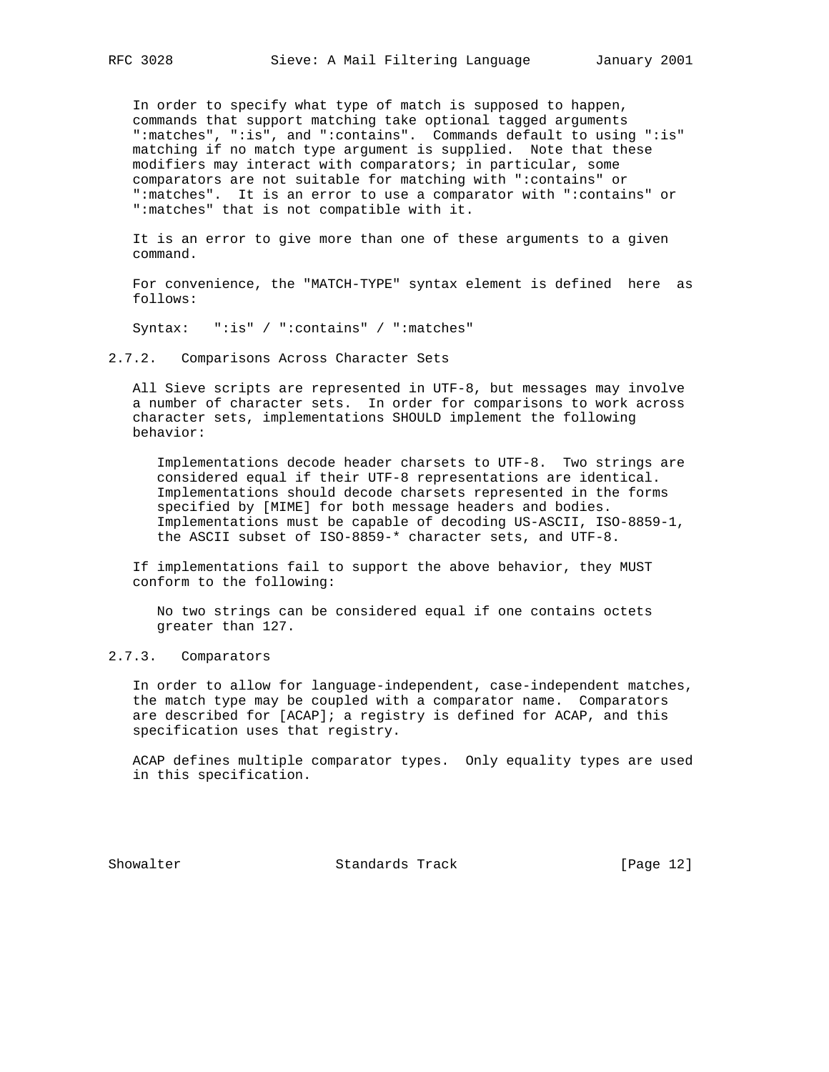In order to specify what type of match is supposed to happen, commands that support matching take optional tagged arguments ":matches", ":is", and ":contains". Commands default to using ":is" matching if no match type argument is supplied. Note that these modifiers may interact with comparators; in particular, some comparators are not suitable for matching with ":contains" or ":matches". It is an error to use a comparator with ":contains" or ":matches" that is not compatible with it.

It is an error to give more than one of these arguments to a given command.

For convenience, the "MATCH-TYPE" syntax element is defined here as follows:

```
Syntax:   ":is" / ":contains" / ":matches"
```

### 2.7.2. Comparisons Across Character Sets

All Sieve scripts are represented in UTF-8, but messages may involve a number of character sets. In order for comparisons to work across character sets, implementations SHOULD implement the following behavior:

> Implementations decode header charsets to UTF-8. Two strings are considered equal if their UTF-8 representations are identical. Implementations should decode charsets represented in the forms specified by [MIME] for both message headers and bodies. Implementations must be capable of decoding US-ASCII, ISO-8859-1, the ASCII subset of ISO-8859-* character sets, and UTF-8.

If implementations fail to support the above behavior, they MUST conform to the following:

> No two strings can be considered equal if one contains octets greater than 127.

### 2.7.3. Comparators

In order to allow for language-independent, case-independent matches, the match type may be coupled with a comparator name. Comparators are described for [ACAP]; a registry is defined for ACAP, and this specification uses that registry.

ACAP defines multiple comparator types. Only equality types are used in this specification.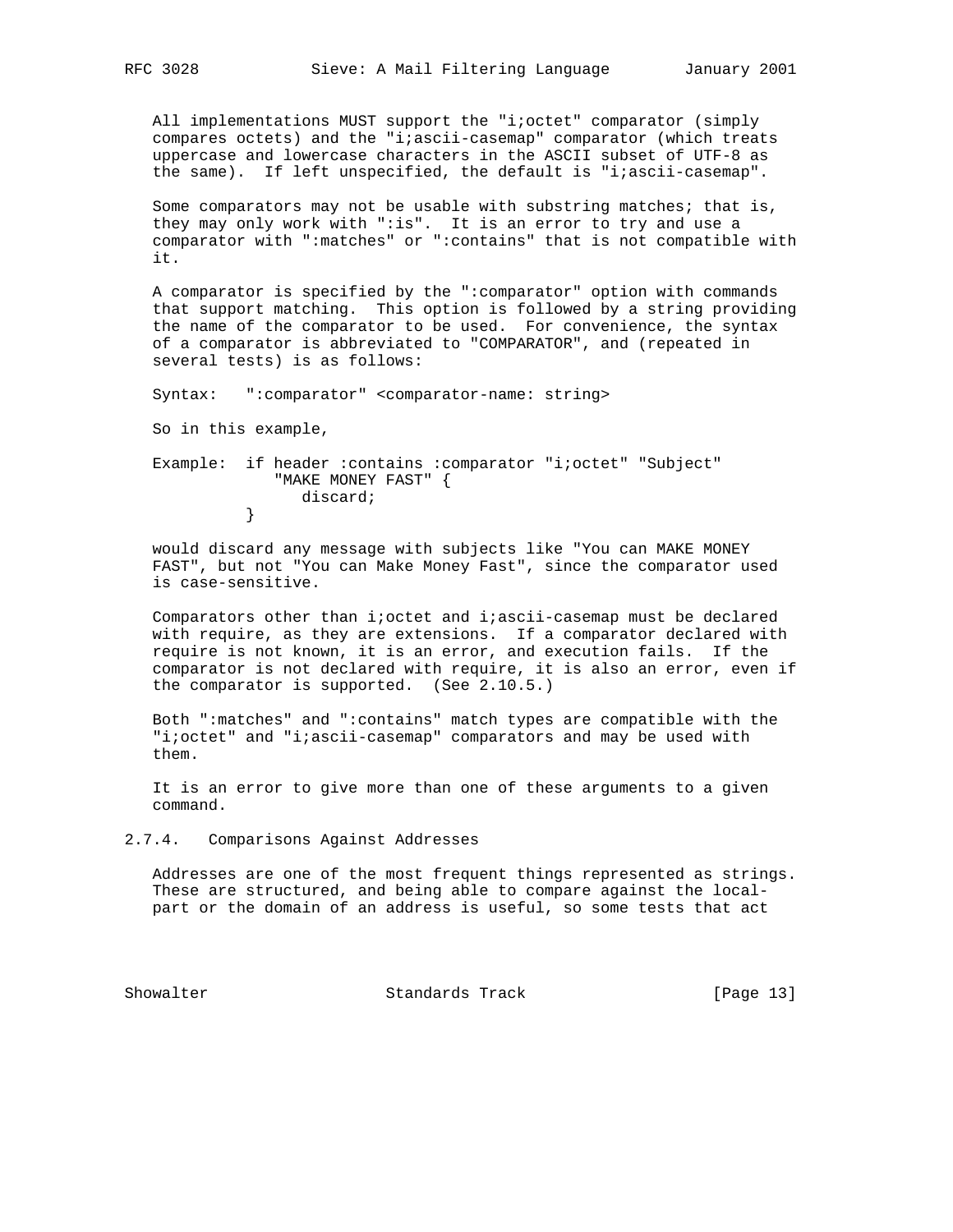All implementations MUST support the "i;octet" comparator (simply compares octets) and the "i;ascii-casemap" comparator (which treats uppercase and lowercase characters in the ASCII subset of UTF-8 as the same). If left unspecified, the default is "i;ascii-casemap".

Some comparators may not be usable with substring matches; that is, they may only work with ":is". It is an error to try and use a comparator with ":matches" or ":contains" that is not compatible with it.

A comparator is specified by the ":comparator" option with commands that support matching. This option is followed by a string providing the name of the comparator to be used. For convenience, the syntax of a comparator is abbreviated to "COMPARATOR", and (repeated in several tests) is as follows:

```
Syntax:   ":comparator" <comparator-name: string>
```

So in this example,

```
Example:  if header :contains :comparator "i;octet" "Subject"
               "MAKE MONEY FAST" {
                  discard;
          }
```

would discard any message with subjects like "You can MAKE MONEY FAST", but not "You can Make Money Fast", since the comparator used is case-sensitive.

Comparators other than i;octet and i;ascii-casemap must be declared with require, as they are extensions. If a comparator declared with require is not known, it is an error, and execution fails. If the comparator is not declared with require, it is also an error, even if the comparator is supported. (See 2.10.5.)

Both ":matches" and ":contains" match types are compatible with the "i;octet" and "i;ascii-casemap" comparators and may be used with them.

It is an error to give more than one of these arguments to a given command.

### 2.7.4. Comparisons Against Addresses

Addresses are one of the most frequent things represented as strings. These are structured, and being able to compare against the local-part or the domain of an address is useful, so some tests that act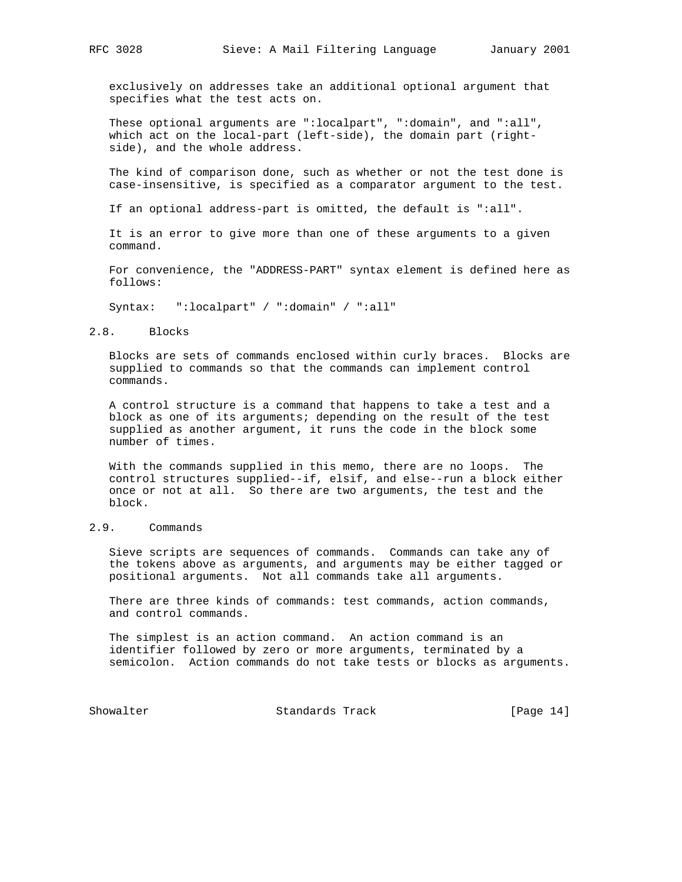exclusively on addresses take an additional optional argument that specifies what the test acts on.

These optional arguments are ":localpart", ":domain", and ":all", which act on the local-part (left-side), the domain part (right-side), and the whole address.

The kind of comparison done, such as whether or not the test done is case-insensitive, is specified as a comparator argument to the test.

If an optional address-part is omitted, the default is ":all".

It is an error to give more than one of these arguments to a given command.

For convenience, the "ADDRESS-PART" syntax element is defined here as follows:

```
Syntax:   ":localpart" / ":domain" / ":all"
```

## 2.8. Blocks

Blocks are sets of commands enclosed within curly braces. Blocks are supplied to commands so that the commands can implement control commands.

A control structure is a command that happens to take a test and a block as one of its arguments; depending on the result of the test supplied as another argument, it runs the code in the block some number of times.

With the commands supplied in this memo, there are no loops. The control structures supplied--if, elsif, and else--run a block either once or not at all. So there are two arguments, the test and the block.

## 2.9. Commands

Sieve scripts are sequences of commands. Commands can take any of the tokens above as arguments, and arguments may be either tagged or positional arguments. Not all commands take all arguments.

There are three kinds of commands: test commands, action commands, and control commands.

The simplest is an action command. An action command is an identifier followed by zero or more arguments, terminated by a semicolon. Action commands do not take tests or blocks as arguments.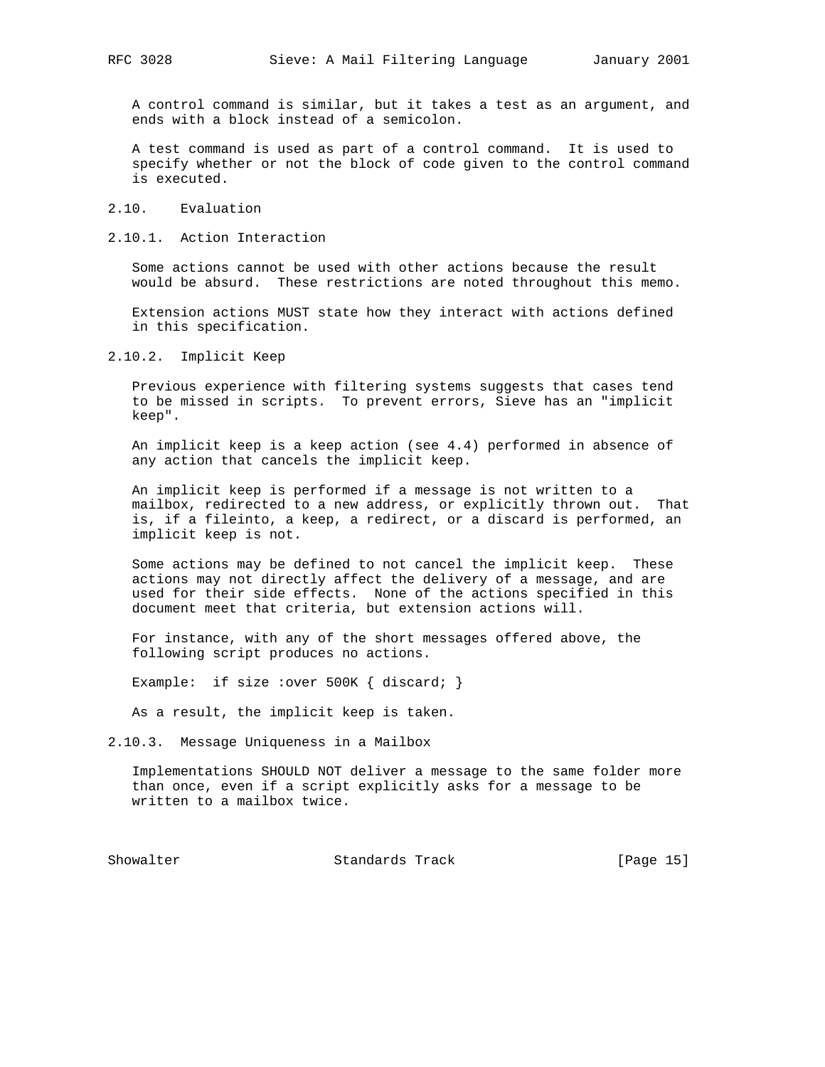A control command is similar, but it takes a test as an argument, and ends with a block instead of a semicolon.

A test command is used as part of a control command. It is used to specify whether or not the block of code given to the control command is executed.

## 2.10. Evaluation

### 2.10.1. Action Interaction

Some actions cannot be used with other actions because the result would be absurd. These restrictions are noted throughout this memo.

Extension actions MUST state how they interact with actions defined in this specification.

### 2.10.2. Implicit Keep

Previous experience with filtering systems suggests that cases tend to be missed in scripts. To prevent errors, Sieve has an "implicit keep".

An implicit keep is a keep action (see 4.4) performed in absence of any action that cancels the implicit keep.

An implicit keep is performed if a message is not written to a mailbox, redirected to a new address, or explicitly thrown out. That is, if a fileinto, a keep, a redirect, or a discard is performed, an implicit keep is not.

Some actions may be defined to not cancel the implicit keep. These actions may not directly affect the delivery of a message, and are used for their side effects. None of the actions specified in this document meet that criteria, but extension actions will.

For instance, with any of the short messages offered above, the following script produces no actions.

```
Example:  if size :over 500K { discard; }
```

As a result, the implicit keep is taken.

### 2.10.3. Message Uniqueness in a Mailbox

Implementations SHOULD NOT deliver a message to the same folder more than once, even if a script explicitly asks for a message to be written to a mailbox twice.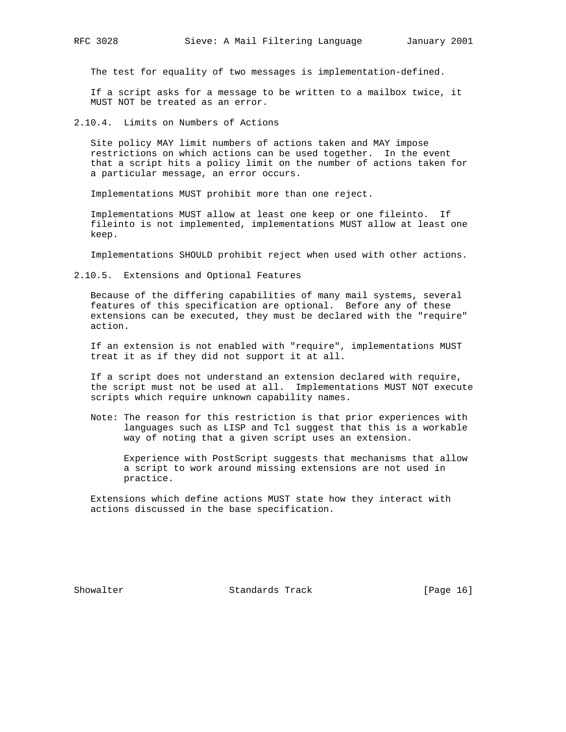The test for equality of two messages is implementation-defined.

If a script asks for a message to be written to a mailbox twice, it MUST NOT be treated as an error.

### 2.10.4. Limits on Numbers of Actions

Site policy MAY limit numbers of actions taken and MAY impose restrictions on which actions can be used together. In the event that a script hits a policy limit on the number of actions taken for a particular message, an error occurs.

Implementations MUST prohibit more than one reject.

Implementations MUST allow at least one keep or one fileinto. If fileinto is not implemented, implementations MUST allow at least one keep.

Implementations SHOULD prohibit reject when used with other actions.

### 2.10.5. Extensions and Optional Features

Because of the differing capabilities of many mail systems, several features of this specification are optional. Before any of these extensions can be executed, they must be declared with the "require" action.

If an extension is not enabled with "require", implementations MUST treat it as if they did not support it at all.

If a script does not understand an extension declared with require, the script must not be used at all. Implementations MUST NOT execute scripts which require unknown capability names.

Note: The reason for this restriction is that prior experiences with languages such as LISP and Tcl suggest that this is a workable way of noting that a given script uses an extension.

Experience with PostScript suggests that mechanisms that allow a script to work around missing extensions are not used in practice.

Extensions which define actions MUST state how they interact with actions discussed in the base specification.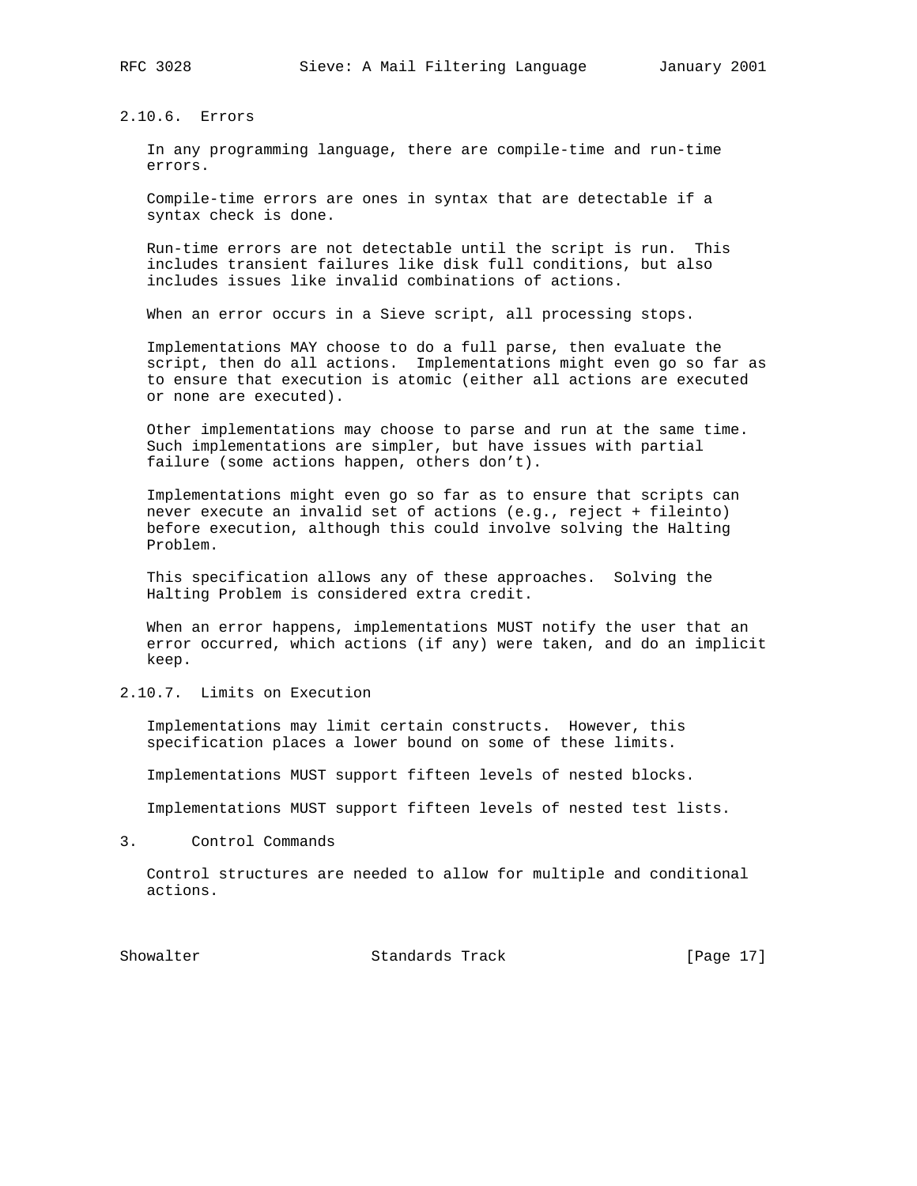### 2.10.6. Errors

In any programming language, there are compile-time and run-time errors.

Compile-time errors are ones in syntax that are detectable if a syntax check is done.

Run-time errors are not detectable until the script is run. This includes transient failures like disk full conditions, but also includes issues like invalid combinations of actions.

When an error occurs in a Sieve script, all processing stops.

Implementations MAY choose to do a full parse, then evaluate the script, then do all actions. Implementations might even go so far as to ensure that execution is atomic (either all actions are executed or none are executed).

Other implementations may choose to parse and run at the same time. Such implementations are simpler, but have issues with partial failure (some actions happen, others don't).

Implementations might even go so far as to ensure that scripts can never execute an invalid set of actions (e.g., reject + fileinto) before execution, although this could involve solving the Halting Problem.

This specification allows any of these approaches. Solving the Halting Problem is considered extra credit.

When an error happens, implementations MUST notify the user that an error occurred, which actions (if any) were taken, and do an implicit keep.

### 2.10.7. Limits on Execution

Implementations may limit certain constructs. However, this specification places a lower bound on some of these limits.

Implementations MUST support fifteen levels of nested blocks.

Implementations MUST support fifteen levels of nested test lists.

## 3. Control Commands

Control structures are needed to allow for multiple and conditional actions.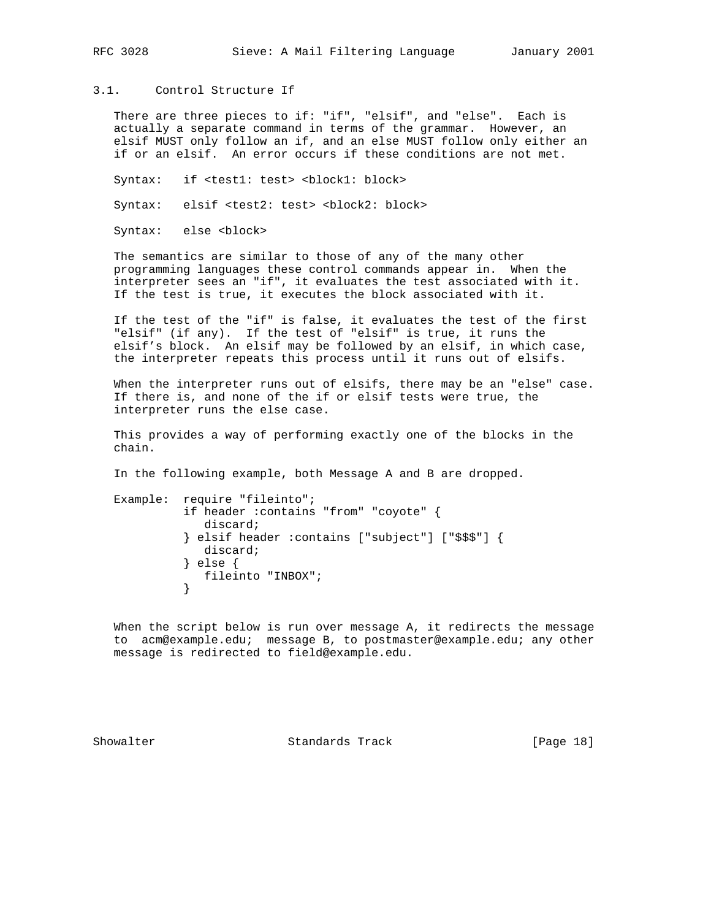## 3.1. Control Structure If

There are three pieces to if: "if", "elsif", and "else". Each is actually a separate command in terms of the grammar. However, an elsif MUST only follow an if, and an else MUST follow only either an if or an elsif. An error occurs if these conditions are not met.

Syntax: if <test1: test> <block1: block>

Syntax: elsif <test2: test> <block2: block>

Syntax: else <block>

The semantics are similar to those of any of the many other programming languages these control commands appear in. When the interpreter sees an "if", it evaluates the test associated with it. If the test is true, it executes the block associated with it.

If the test of the "if" is false, it evaluates the test of the first "elsif" (if any). If the test of "elsif" is true, it runs the elsif's block. An elsif may be followed by an elsif, in which case, the interpreter repeats this process until it runs out of elsifs.

When the interpreter runs out of elsifs, there may be an "else" case. If there is, and none of the if or elsif tests were true, the interpreter runs the else case.

This provides a way of performing exactly one of the blocks in the chain.

In the following example, both Message A and B are dropped.

Example:
```
require "fileinto";
if header :contains "from" "coyote" {
   discard;
} elsif header :contains ["subject"] ["$$$"] {
   discard;
} else {
   fileinto "INBOX";
}
```

When the script below is run over message A, it redirects the message to acm@example.edu; message B, to postmaster@example.edu; any other message is redirected to field@example.edu.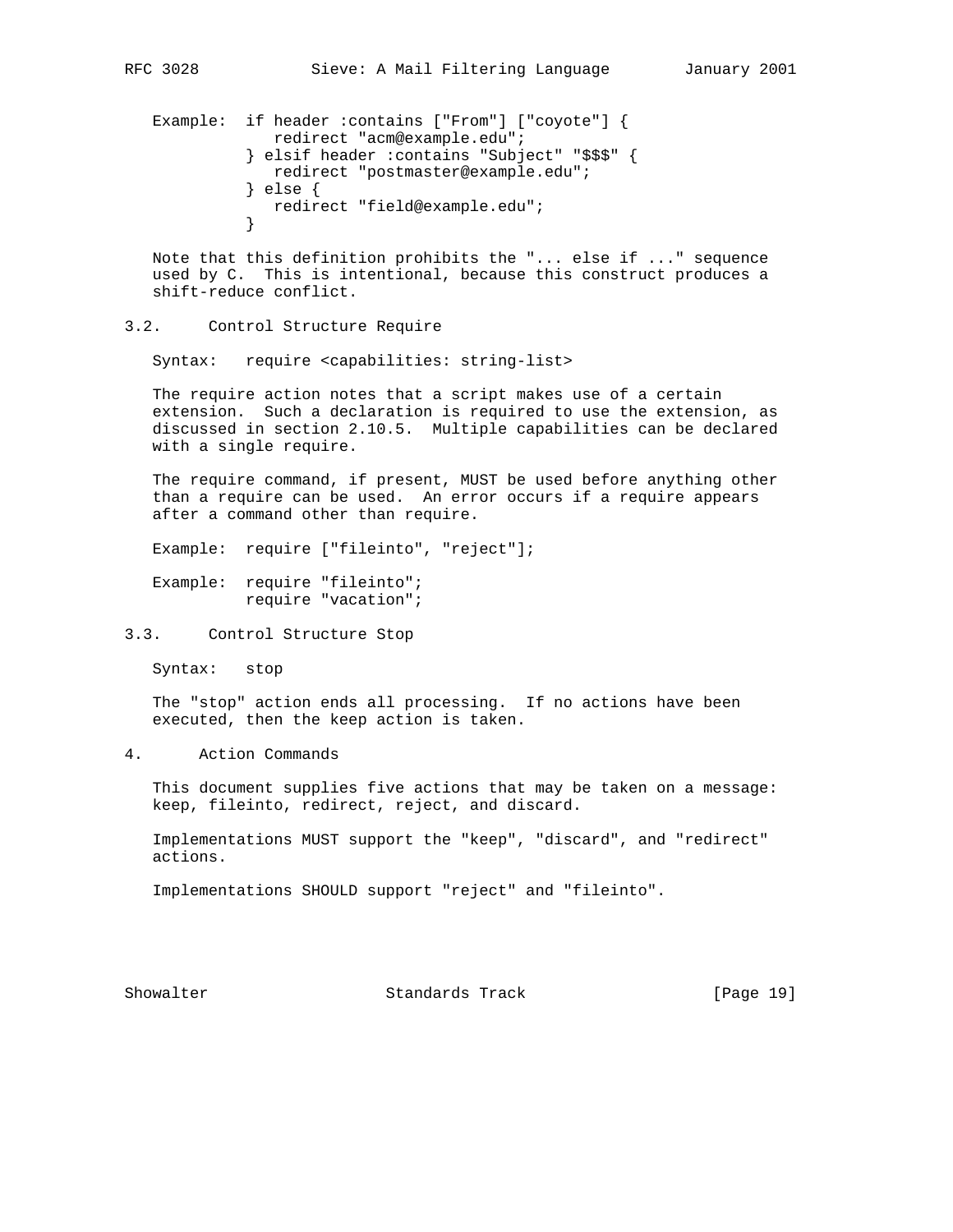Example:
```
if header :contains ["From"] ["coyote"] {
   redirect "acm@example.edu";
} elsif header :contains "Subject" "$$$" {
   redirect "postmaster@example.edu";
} else {
   redirect "field@example.edu";
}
```

Note that this definition prohibits the "... else if ..." sequence used by C. This is intentional, because this construct produces a shift-reduce conflict.

## 3.2. Control Structure Require

Syntax: `require <capabilities: string-list>`

The require action notes that a script makes use of a certain extension. Such a declaration is required to use the extension, as discussed in section 2.10.5. Multiple capabilities can be declared with a single require.

The require command, if present, MUST be used before anything other than a require can be used. An error occurs if a require appears after a command other than require.

Example:
```
require ["fileinto", "reject"];
```

Example:
```
require "fileinto";
require "vacation";
```

## 3.3. Control Structure Stop

Syntax: `stop`

The "stop" action ends all processing. If no actions have been executed, then the keep action is taken.

# 4. Action Commands

This document supplies five actions that may be taken on a message: keep, fileinto, redirect, reject, and discard.

Implementations MUST support the "keep", "discard", and "redirect" actions.

Implementations SHOULD support "reject" and "fileinto".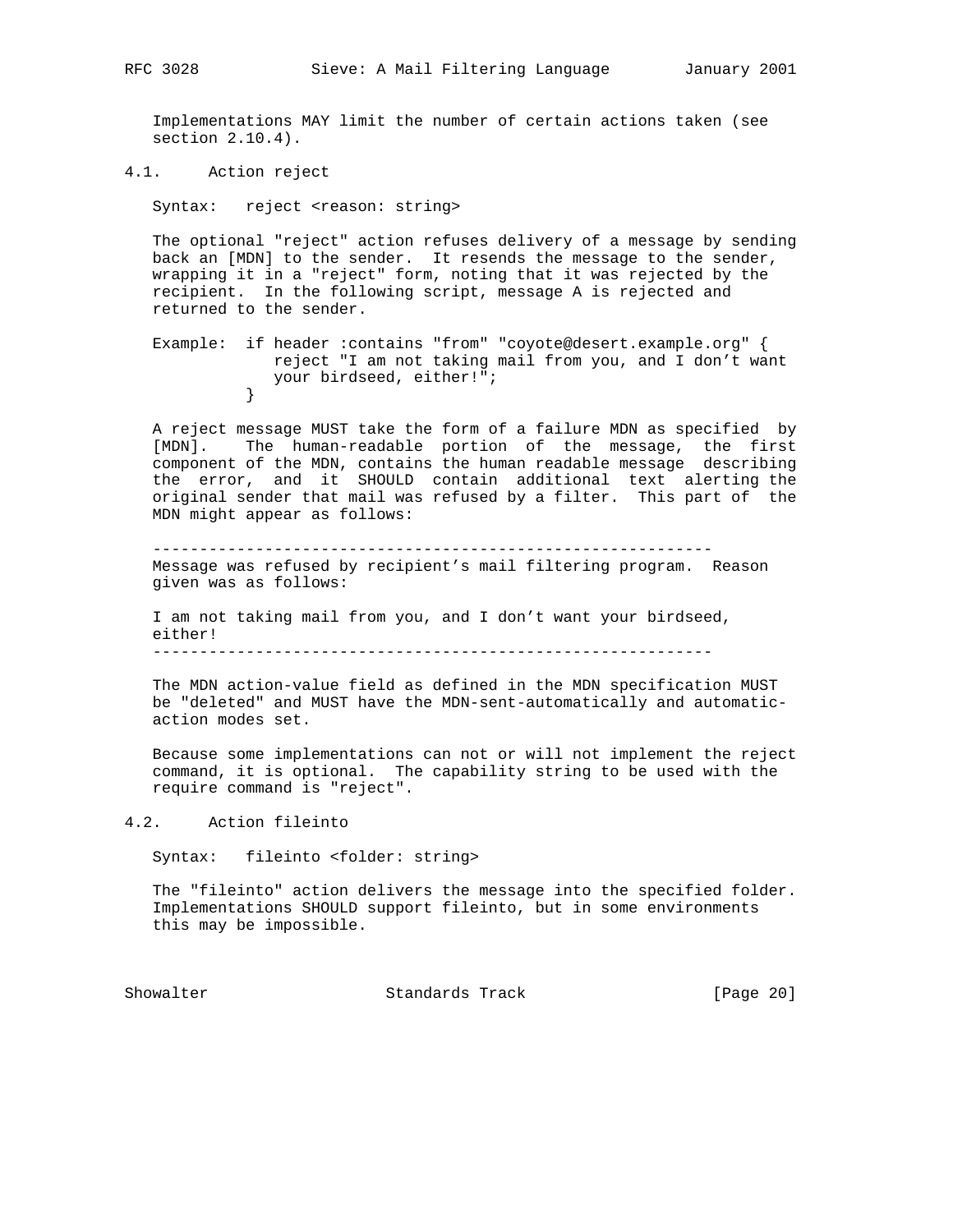Implementations MAY limit the number of certain actions taken (see section 2.10.4).

### 4.1. Action reject

Syntax: reject <reason: string>

The optional "reject" action refuses delivery of a message by sending back an [MDN] to the sender. It resends the message to the sender, wrapping it in a "reject" form, noting that it was rejected by the recipient. In the following script, message A is rejected and returned to the sender.

Example:
```
if header :contains "from" "coyote@desert.example.org" {
   reject "I am not taking mail from you, and I don't want
   your birdseed, either!";
}
```

A reject message MUST take the form of a failure MDN as specified by [MDN]. The human-readable portion of the message, the first component of the MDN, contains the human readable message describing the error, and it SHOULD contain additional text alerting the original sender that mail was refused by a filter. This part of the MDN might appear as follows:

```
------------------------------------------------------------
Message was refused by recipient's mail filtering program.  Reason
given was as follows:

I am not taking mail from you, and I don't want your birdseed,
either!
------------------------------------------------------------
```

The MDN action-value field as defined in the MDN specification MUST be "deleted" and MUST have the MDN-sent-automatically and automatic-action modes set.

Because some implementations can not or will not implement the reject command, it is optional. The capability string to be used with the require command is "reject".

### 4.2. Action fileinto

Syntax: fileinto <folder: string>

The "fileinto" action delivers the message into the specified folder. Implementations SHOULD support fileinto, but in some environments this may be impossible.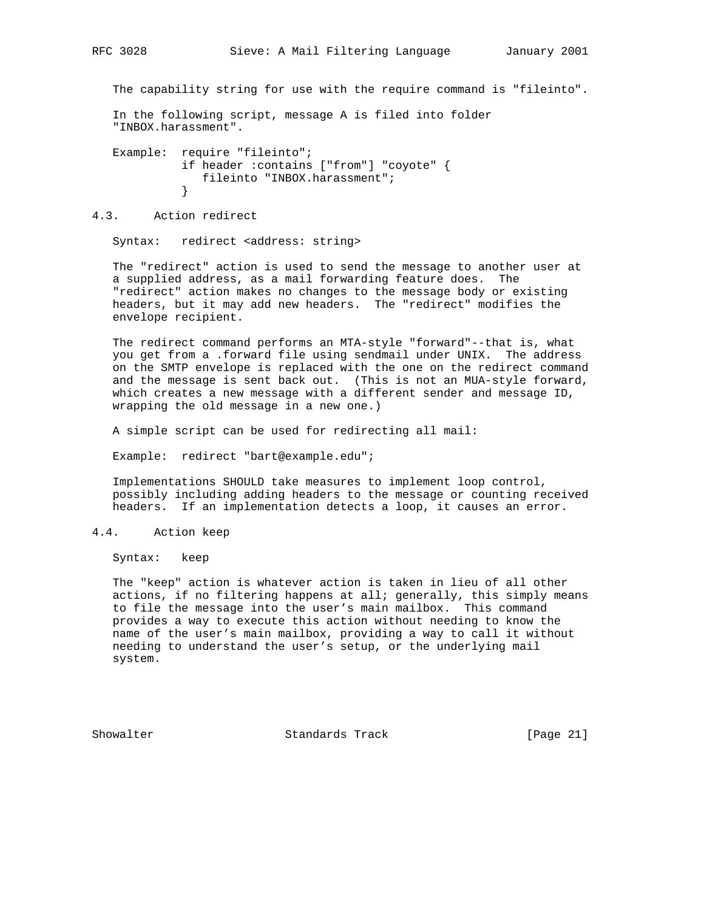The capability string for use with the require command is "fileinto".

In the following script, message A is filed into folder "INBOX.harassment".

```
Example:  require "fileinto";
          if header :contains ["from"] "coyote" {
             fileinto "INBOX.harassment";
          }
```

### 4.3. Action redirect

Syntax:   redirect <address: string>

The "redirect" action is used to send the message to another user at a supplied address, as a mail forwarding feature does. The "redirect" action makes no changes to the message body or existing headers, but it may add new headers. The "redirect" modifies the envelope recipient.

The redirect command performs an MTA-style "forward"--that is, what you get from a .forward file using sendmail under UNIX. The address on the SMTP envelope is replaced with the one on the redirect command and the message is sent back out. (This is not an MUA-style forward, which creates a new message with a different sender and message ID, wrapping the old message in a new one.)

A simple script can be used for redirecting all mail:

```
Example:  redirect "bart@example.edu";
```

Implementations SHOULD take measures to implement loop control, possibly including adding headers to the message or counting received headers. If an implementation detects a loop, it causes an error.

### 4.4. Action keep

Syntax:   keep

The "keep" action is whatever action is taken in lieu of all other actions, if no filtering happens at all; generally, this simply means to file the message into the user's main mailbox. This command provides a way to execute this action without needing to know the name of the user's main mailbox, providing a way to call it without needing to understand the user's setup, or the underlying mail system.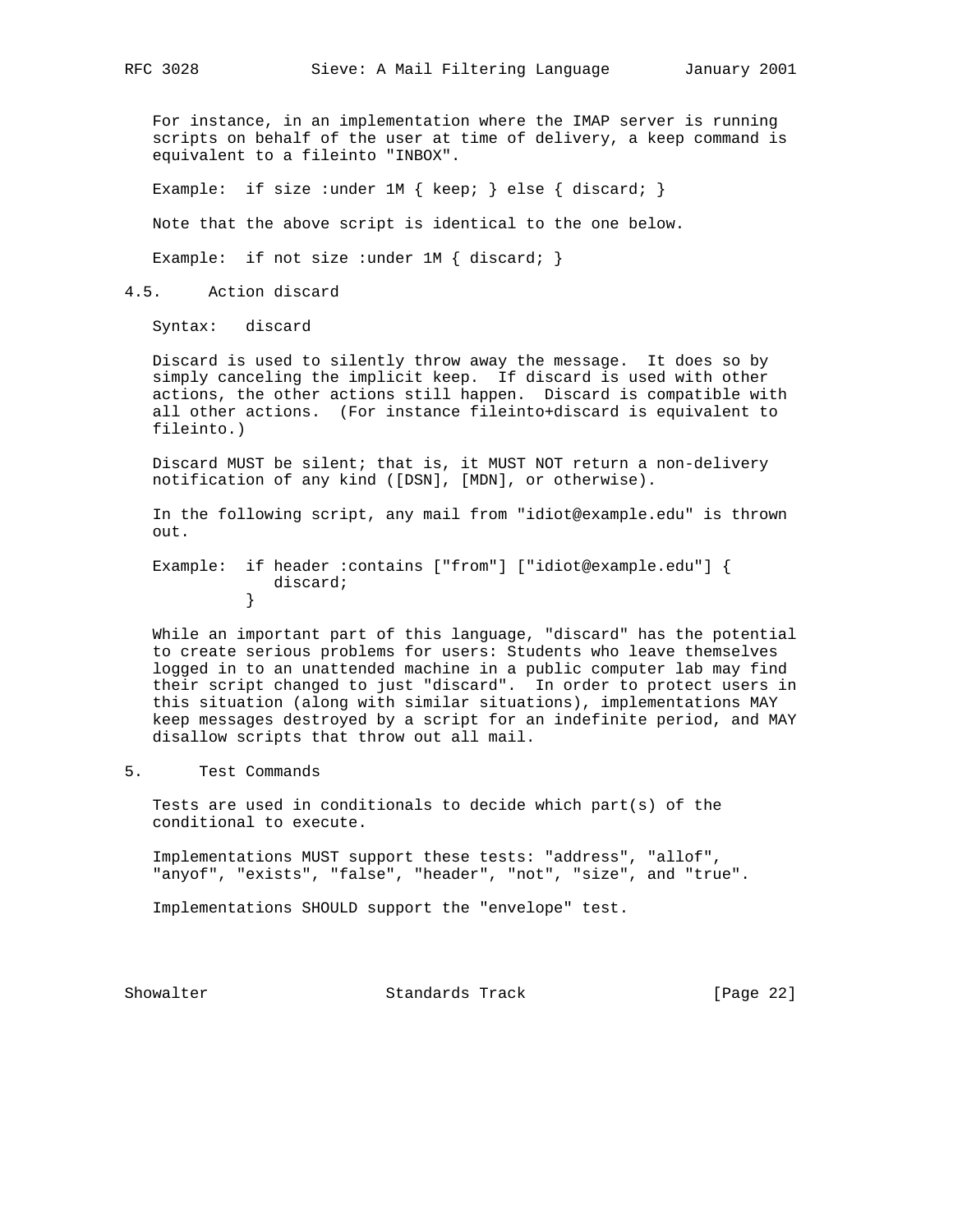For instance, in an implementation where the IMAP server is running scripts on behalf of the user at time of delivery, a keep command is equivalent to a fileinto "INBOX".

```
Example:  if size :under 1M { keep; } else { discard; }
```

Note that the above script is identical to the one below.

```
Example:  if not size :under 1M { discard; }
```

## 4.5. Action discard

```
Syntax:   discard
```

Discard is used to silently throw away the message. It does so by simply canceling the implicit keep. If discard is used with other actions, the other actions still happen. Discard is compatible with all other actions. (For instance fileinto+discard is equivalent to fileinto.)

Discard MUST be silent; that is, it MUST NOT return a non-delivery notification of any kind ([DSN], [MDN], or otherwise).

In the following script, any mail from "idiot@example.edu" is thrown out.

```
Example:  if header :contains ["from"] ["idiot@example.edu"] {
             discard;
          }
```

While an important part of this language, "discard" has the potential to create serious problems for users: Students who leave themselves logged in to an unattended machine in a public computer lab may find their script changed to just "discard". In order to protect users in this situation (along with similar situations), implementations MAY keep messages destroyed by a script for an indefinite period, and MAY disallow scripts that throw out all mail.

# 5. Test Commands

Tests are used in conditionals to decide which part(s) of the conditional to execute.

Implementations MUST support these tests: "address", "allof", "anyof", "exists", "false", "header", "not", "size", and "true".

Implementations SHOULD support the "envelope" test.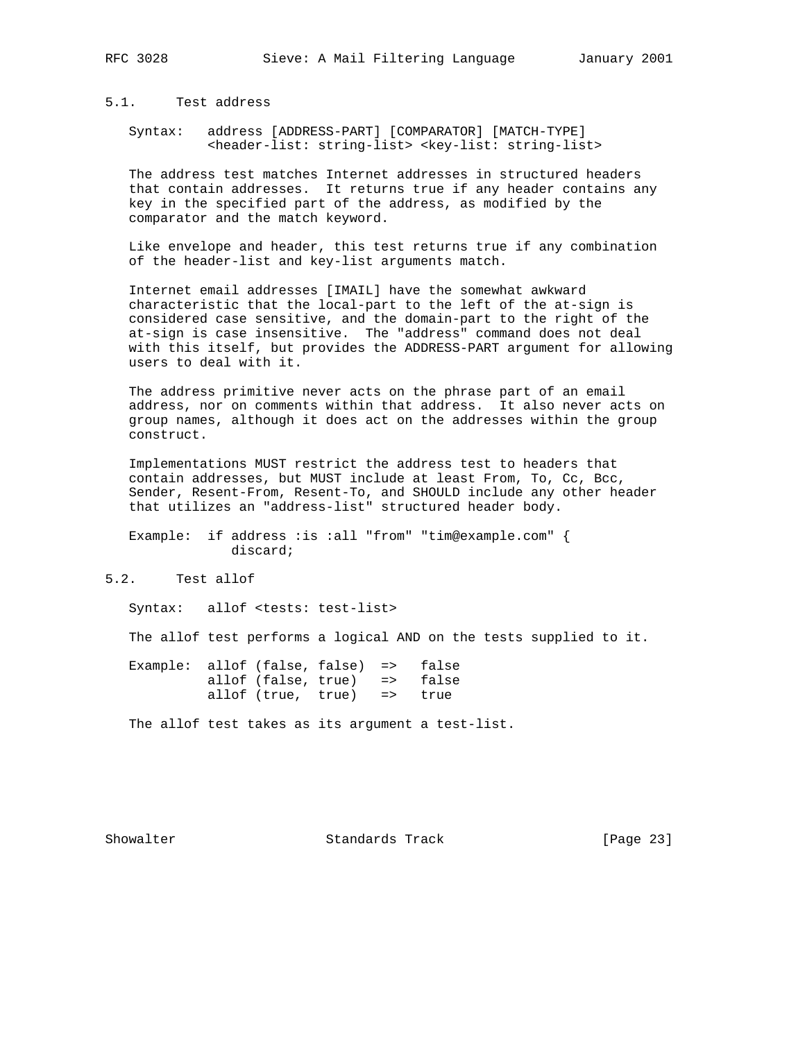### 5.1. Test address

```
Syntax:   address [ADDRESS-PART] [COMPARATOR] [MATCH-TYPE]
          <header-list: string-list> <key-list: string-list>
```

The address test matches Internet addresses in structured headers that contain addresses. It returns true if any header contains any key in the specified part of the address, as modified by the comparator and the match keyword.

Like envelope and header, this test returns true if any combination of the header-list and key-list arguments match.

Internet email addresses [IMAIL] have the somewhat awkward characteristic that the local-part to the left of the at-sign is considered case sensitive, and the domain-part to the right of the at-sign is case insensitive. The "address" command does not deal with this itself, but provides the ADDRESS-PART argument for allowing users to deal with it.

The address primitive never acts on the phrase part of an email address, nor on comments within that address. It also never acts on group names, although it does act on the addresses within the group construct.

Implementations MUST restrict the address test to headers that contain addresses, but MUST include at least From, To, Cc, Bcc, Sender, Resent-From, Resent-To, and SHOULD include any other header that utilizes an "address-list" structured header body.

```
Example:  if address :is :all "from" "tim@example.com" {
             discard;
```

### 5.2. Test allof

```
Syntax:   allof <tests: test-list>
```

The allof test performs a logical AND on the tests supplied to it.

```
Example:  allof (false, false)  =>   false
          allof (false, true)   =>   false
          allof (true,  true)   =>   true
```

The allof test takes as its argument a test-list.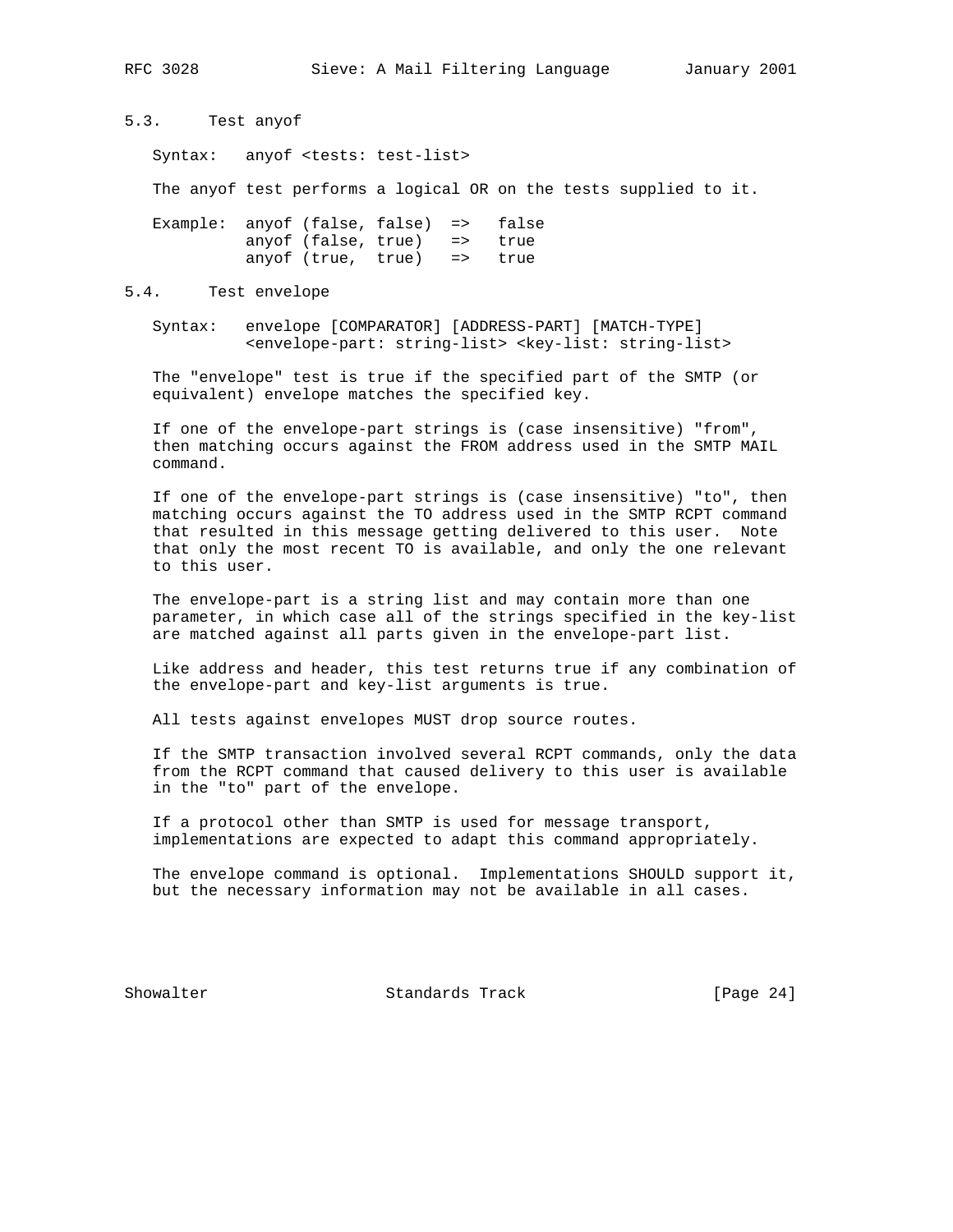### 5.3. Test anyof

Syntax: anyof <tests: test-list>

The anyof test performs a logical OR on the tests supplied to it.

```
Example:  anyof (false, false)  =>   false
          anyof (false, true)   =>   true
          anyof (true,  true)   =>   true
```

### 5.4. Test envelope

```
Syntax:   envelope [COMPARATOR] [ADDRESS-PART] [MATCH-TYPE]
          <envelope-part: string-list> <key-list: string-list>
```

The "envelope" test is true if the specified part of the SMTP (or equivalent) envelope matches the specified key.

If one of the envelope-part strings is (case insensitive) "from", then matching occurs against the FROM address used in the SMTP MAIL command.

If one of the envelope-part strings is (case insensitive) "to", then matching occurs against the TO address used in the SMTP RCPT command that resulted in this message getting delivered to this user. Note that only the most recent TO is available, and only the one relevant to this user.

The envelope-part is a string list and may contain more than one parameter, in which case all of the strings specified in the key-list are matched against all parts given in the envelope-part list.

Like address and header, this test returns true if any combination of the envelope-part and key-list arguments is true.

All tests against envelopes MUST drop source routes.

If the SMTP transaction involved several RCPT commands, only the data from the RCPT command that caused delivery to this user is available in the "to" part of the envelope.

If a protocol other than SMTP is used for message transport, implementations are expected to adapt this command appropriately.

The envelope command is optional. Implementations SHOULD support it, but the necessary information may not be available in all cases.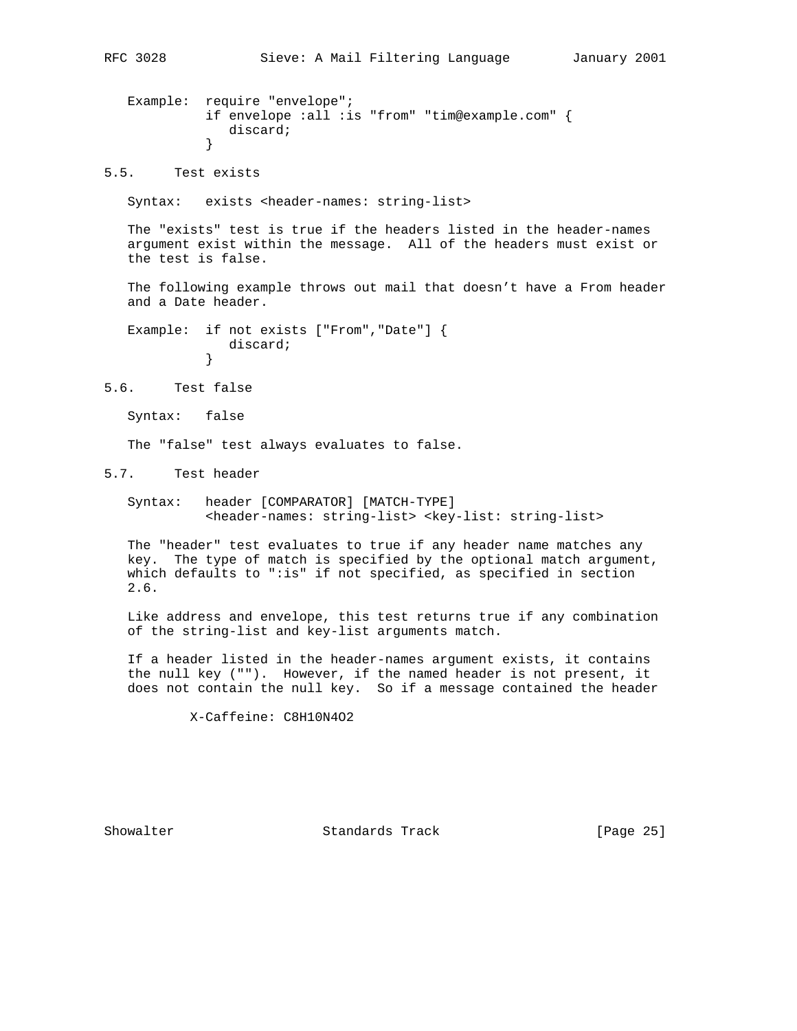Example:

```
require "envelope";
if envelope :all :is "from" "tim@example.com" {
   discard;
}
```

### 5.5. Test exists

Syntax: exists <header-names: string-list>

The "exists" test is true if the headers listed in the header-names argument exist within the message. All of the headers must exist or the test is false.

The following example throws out mail that doesn't have a From header and a Date header.

Example:

```
if not exists ["From","Date"] {
   discard;
}
```

### 5.6. Test false

Syntax: false

The "false" test always evaluates to false.

### 5.7. Test header

Syntax: header [COMPARATOR] [MATCH-TYPE] <header-names: string-list> <key-list: string-list>

The "header" test evaluates to true if any header name matches any key. The type of match is specified by the optional match argument, which defaults to ":is" if not specified, as specified in section 2.6.

Like address and envelope, this test returns true if any combination of the string-list and key-list arguments match.

If a header listed in the header-names argument exists, it contains the null key (""). However, if the named header is not present, it does not contain the null key. So if a message contained the header

```
X-Caffeine: C8H10N4O2
```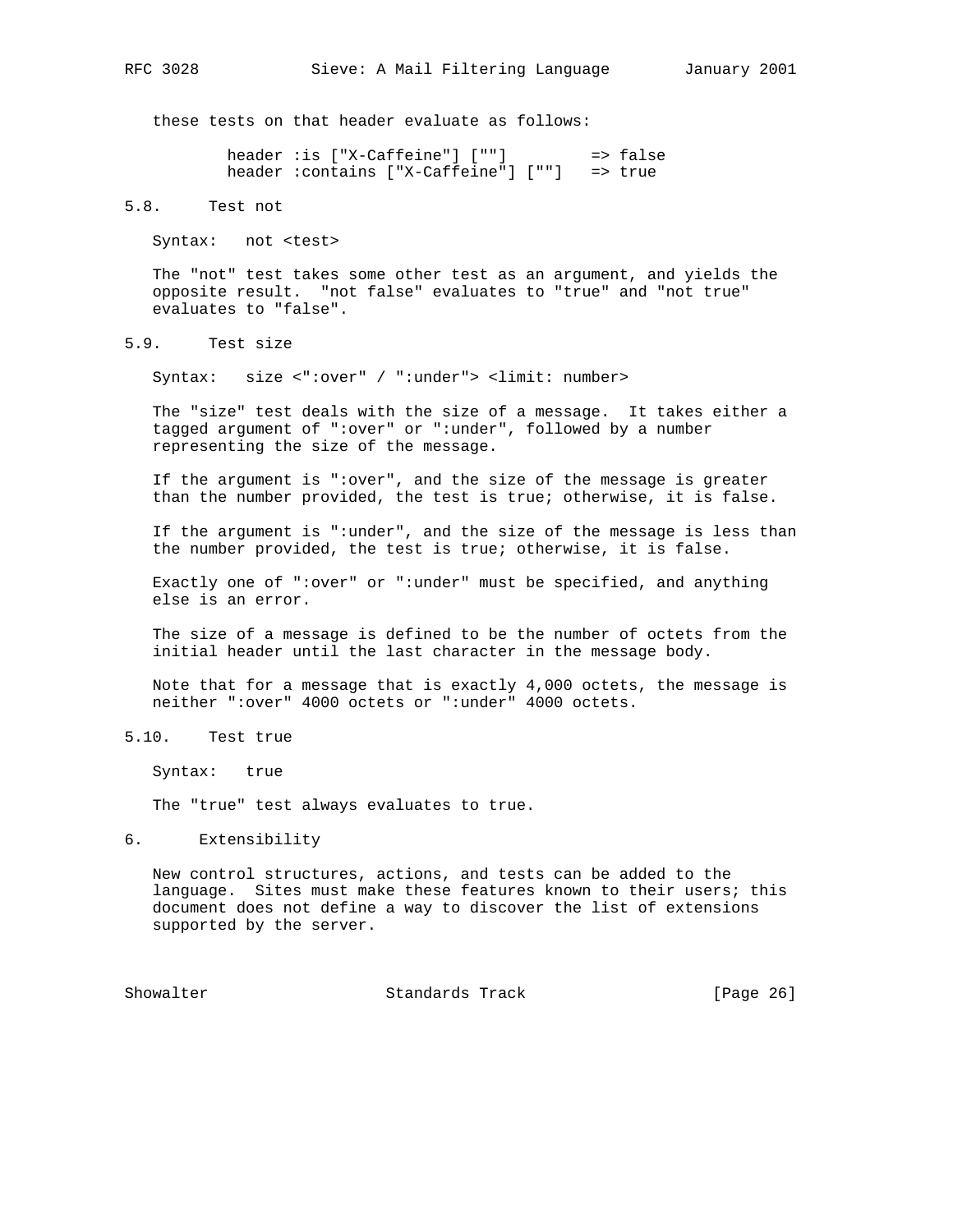these tests on that header evaluate as follows:

```
header :is ["X-Caffeine"] [""]         => false
header :contains ["X-Caffeine"] [""]   => true
```

## 5.8. Test not

Syntax: not <test>

The "not" test takes some other test as an argument, and yields the opposite result. "not false" evaluates to "true" and "not true" evaluates to "false".

## 5.9. Test size

Syntax: size <":over" / ":under"> <limit: number>

The "size" test deals with the size of a message. It takes either a tagged argument of ":over" or ":under", followed by a number representing the size of the message.

If the argument is ":over", and the size of the message is greater than the number provided, the test is true; otherwise, it is false.

If the argument is ":under", and the size of the message is less than the number provided, the test is true; otherwise, it is false.

Exactly one of ":over" or ":under" must be specified, and anything else is an error.

The size of a message is defined to be the number of octets from the initial header until the last character in the message body.

Note that for a message that is exactly 4,000 octets, the message is neither ":over" 4000 octets or ":under" 4000 octets.

## 5.10. Test true

Syntax: true

The "true" test always evaluates to true.

# 6. Extensibility

New control structures, actions, and tests can be added to the language. Sites must make these features known to their users; this document does not define a way to discover the list of extensions supported by the server.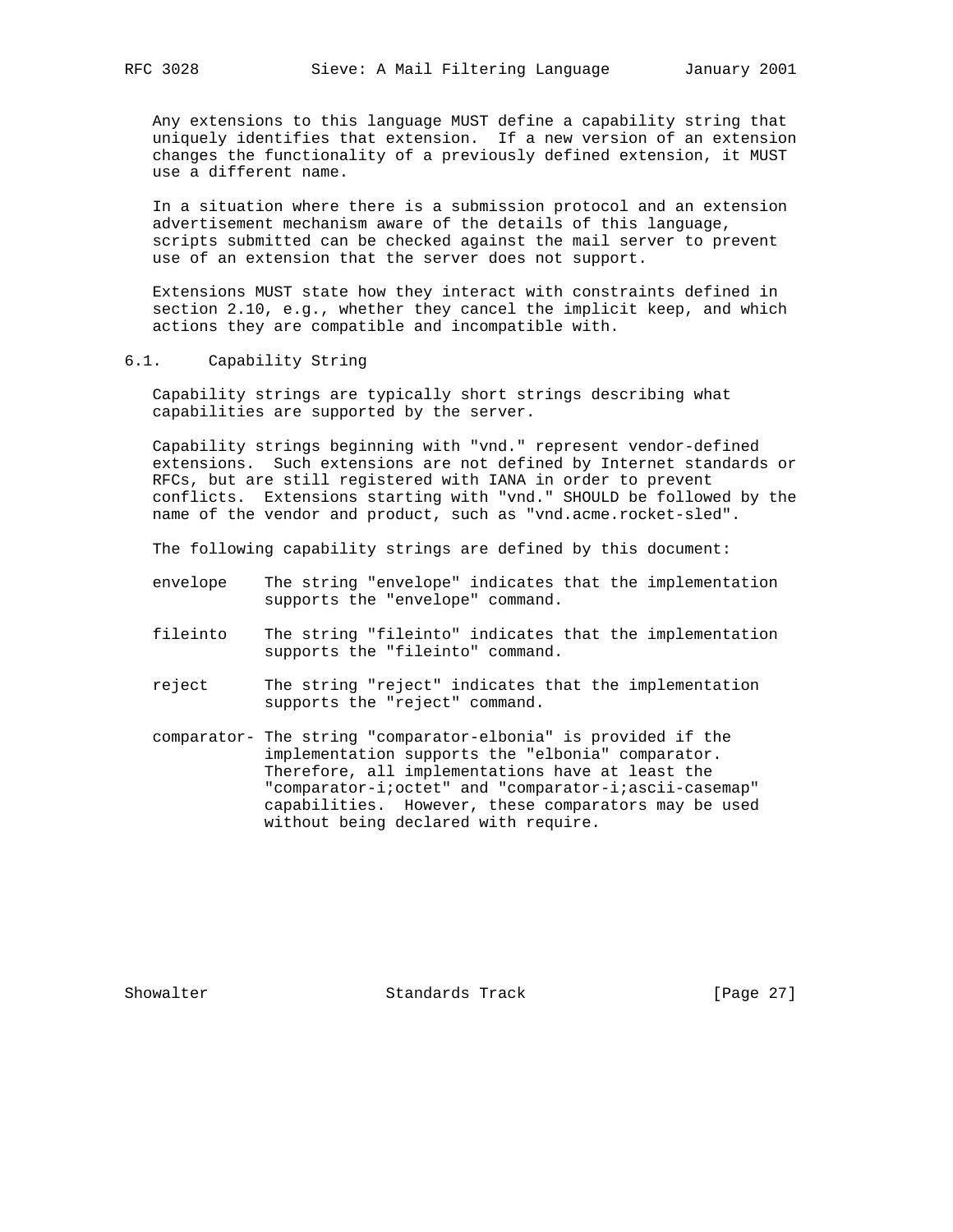Any extensions to this language MUST define a capability string that uniquely identifies that extension. If a new version of an extension changes the functionality of a previously defined extension, it MUST use a different name.

In a situation where there is a submission protocol and an extension advertisement mechanism aware of the details of this language, scripts submitted can be checked against the mail server to prevent use of an extension that the server does not support.

Extensions MUST state how they interact with constraints defined in section 2.10, e.g., whether they cancel the implicit keep, and which actions they are compatible and incompatible with.

## 6.1. Capability String

Capability strings are typically short strings describing what capabilities are supported by the server.

Capability strings beginning with "vnd." represent vendor-defined extensions. Such extensions are not defined by Internet standards or RFCs, but are still registered with IANA in order to prevent conflicts. Extensions starting with "vnd." SHOULD be followed by the name of the vendor and product, such as "vnd.acme.rocket-sled".

The following capability strings are defined by this document:

- **envelope** The string "envelope" indicates that the implementation supports the "envelope" command.

- **fileinto** The string "fileinto" indicates that the implementation supports the "fileinto" command.

- **reject** The string "reject" indicates that the implementation supports the "reject" command.

- **comparator-** The string "comparator-elbonia" is provided if the implementation supports the "elbonia" comparator. Therefore, all implementations have at least the "comparator-i;octet" and "comparator-i;ascii-casemap" capabilities. However, these comparators may be used without being declared with require.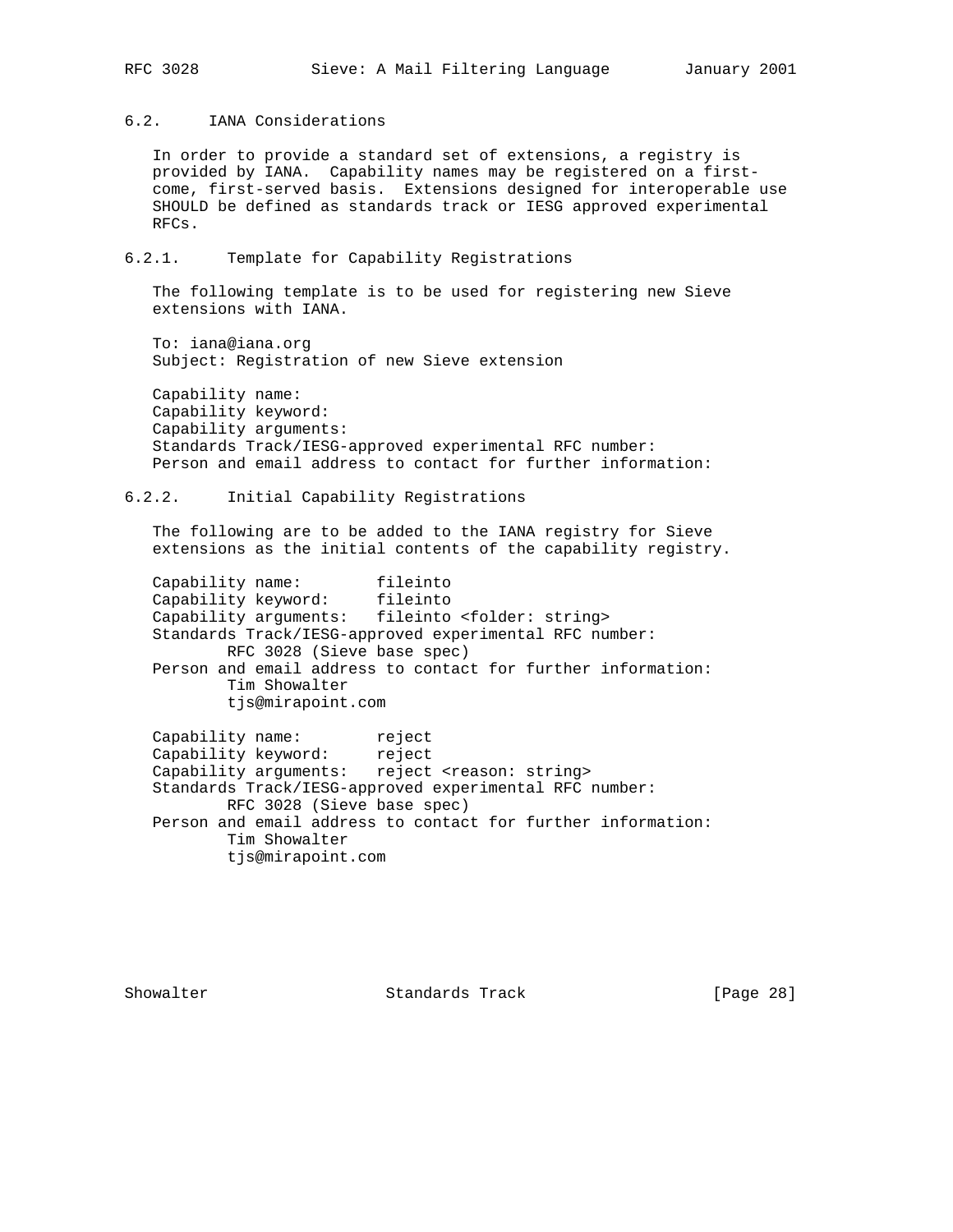### 6.2. IANA Considerations

In order to provide a standard set of extensions, a registry is provided by IANA. Capability names may be registered on a first-come, first-served basis. Extensions designed for interoperable use SHOULD be defined as standards track or IESG approved experimental RFCs.

#### 6.2.1. Template for Capability Registrations

The following template is to be used for registering new Sieve extensions with IANA.

```
To: iana@iana.org
Subject: Registration of new Sieve extension

Capability name:
Capability keyword:
Capability arguments:
Standards Track/IESG-approved experimental RFC number:
Person and email address to contact for further information:
```

#### 6.2.2. Initial Capability Registrations

The following are to be added to the IANA registry for Sieve extensions as the initial contents of the capability registry.

```
Capability name:        fileinto
Capability keyword:     fileinto
Capability arguments:   fileinto <folder: string>
Standards Track/IESG-approved experimental RFC number:
        RFC 3028 (Sieve base spec)
Person and email address to contact for further information:
        Tim Showalter
        tjs@mirapoint.com

Capability name:        reject
Capability keyword:     reject
Capability arguments:   reject <reason: string>
Standards Track/IESG-approved experimental RFC number:
        RFC 3028 (Sieve base spec)
Person and email address to contact for further information:
        Tim Showalter
        tjs@mirapoint.com
```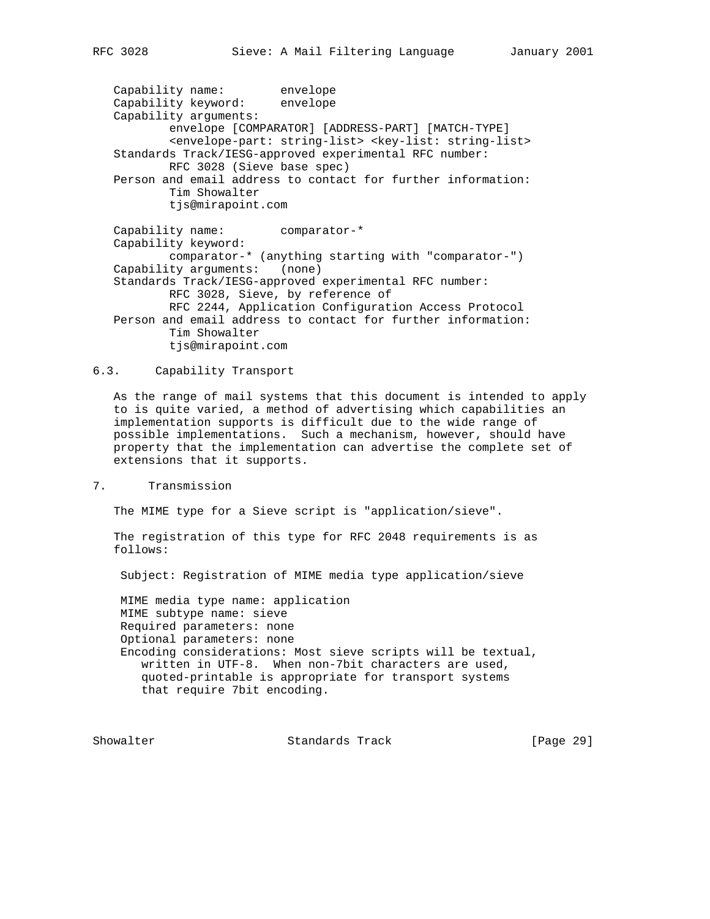Capability name: envelope
Capability keyword: envelope
Capability arguments:
  envelope [COMPARATOR] [ADDRESS-PART] [MATCH-TYPE]
  <envelope-part: string-list> <key-list: string-list>
Standards Track/IESG-approved experimental RFC number:
  RFC 3028 (Sieve base spec)
Person and email address to contact for further information:
  Tim Showalter
  tjs@mirapoint.com

Capability name: comparator-*
Capability keyword:
  comparator-* (anything starting with "comparator-")
Capability arguments: (none)
Standards Track/IESG-approved experimental RFC number:
  RFC 3028, Sieve, by reference of
  RFC 2244, Application Configuration Access Protocol
Person and email address to contact for further information:
  Tim Showalter
  tjs@mirapoint.com

## 6.3. Capability Transport

As the range of mail systems that this document is intended to apply to is quite varied, a method of advertising which capabilities an implementation supports is difficult due to the wide range of possible implementations. Such a mechanism, however, should have property that the implementation can advertise the complete set of extensions that it supports.

# 7. Transmission

The MIME type for a Sieve script is "application/sieve".

The registration of this type for RFC 2048 requirements is as follows:

Subject: Registration of MIME media type application/sieve

MIME media type name: application
MIME subtype name: sieve
Required parameters: none
Optional parameters: none
Encoding considerations: Most sieve scripts will be textual, written in UTF-8. When non-7bit characters are used, quoted-printable is appropriate for transport systems that require 7bit encoding.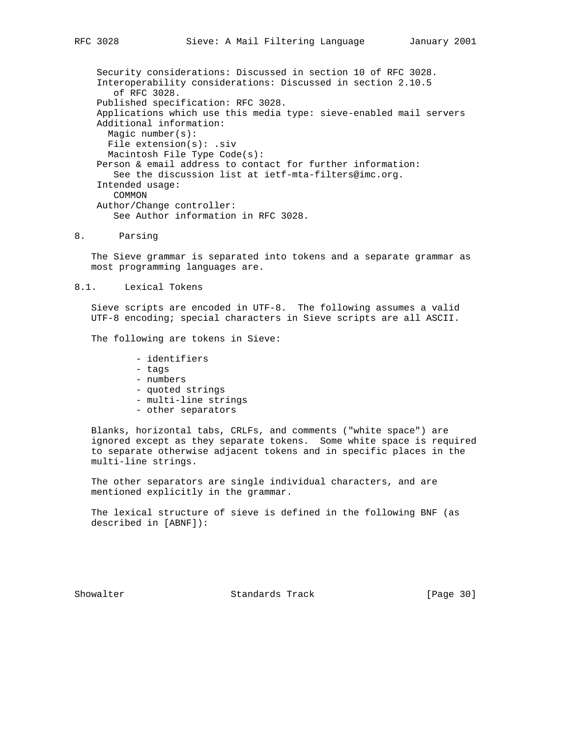Security considerations: Discussed in section 10 of RFC 3028.
Interoperability considerations: Discussed in section 2.10.5 of RFC 3028.
Published specification: RFC 3028.
Applications which use this media type: sieve-enabled mail servers
Additional information:
  Magic number(s):
  File extension(s): .siv
  Macintosh File Type Code(s):
Person & email address to contact for further information:
  See the discussion list at ietf-mta-filters@imc.org.
Intended usage:
  COMMON
Author/Change controller:
  See Author information in RFC 3028.

## 8. Parsing

The Sieve grammar is separated into tokens and a separate grammar as most programming languages are.

### 8.1. Lexical Tokens

Sieve scripts are encoded in UTF-8. The following assumes a valid UTF-8 encoding; special characters in Sieve scripts are all ASCII.

The following are tokens in Sieve:

- identifiers
- tags
- numbers
- quoted strings
- multi-line strings
- other separators

Blanks, horizontal tabs, CRLFs, and comments ("white space") are ignored except as they separate tokens. Some white space is required to separate otherwise adjacent tokens and in specific places in the multi-line strings.

The other separators are single individual characters, and are mentioned explicitly in the grammar.

The lexical structure of sieve is defined in the following BNF (as described in [ABNF]):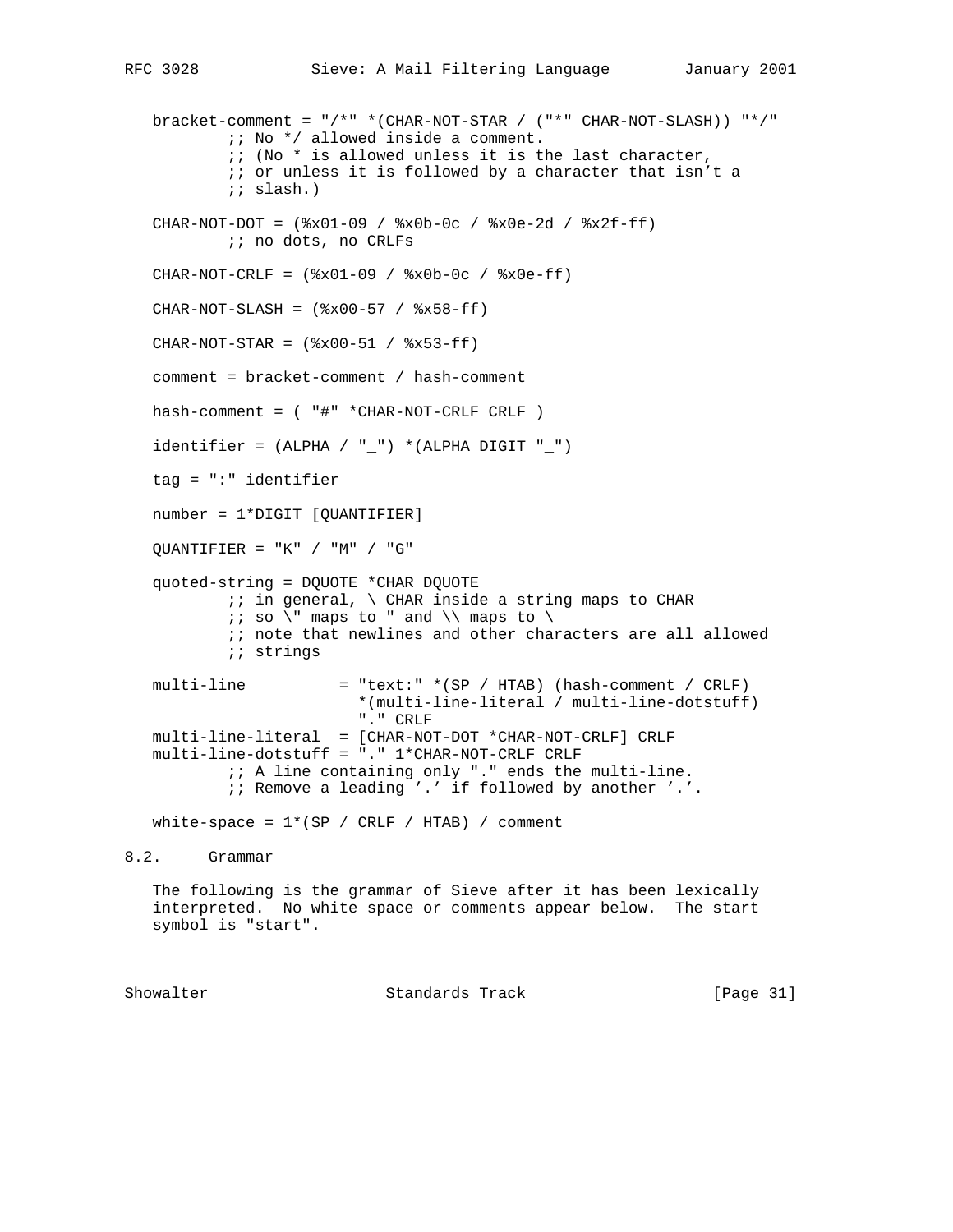```
bracket-comment = "/*" *(CHAR-NOT-STAR / ("*" CHAR-NOT-SLASH)) "*/"
        ;; No */ allowed inside a comment.
        ;; (No * is allowed unless it is the last character,
        ;; or unless it is followed by a character that isn't a
        ;; slash.)

CHAR-NOT-DOT = (%x01-09 / %x0b-0c / %x0e-2d / %x2f-ff)
        ;; no dots, no CRLFs

CHAR-NOT-CRLF = (%x01-09 / %x0b-0c / %x0e-ff)

CHAR-NOT-SLASH = (%x00-57 / %x58-ff)

CHAR-NOT-STAR = (%x00-51 / %x53-ff)

comment = bracket-comment / hash-comment

hash-comment = ( "#" *CHAR-NOT-CRLF CRLF )

identifier = (ALPHA / "_") *(ALPHA DIGIT "_")

tag = ":" identifier

number = 1*DIGIT [QUANTIFIER]

QUANTIFIER = "K" / "M" / "G"

quoted-string = DQUOTE *CHAR DQUOTE
        ;; in general, \ CHAR inside a string maps to CHAR
        ;; so \" maps to " and \\ maps to \
        ;; note that newlines and other characters are all allowed
        ;; strings

multi-line          = "text:" *(SP / HTAB) (hash-comment / CRLF)
                      *(multi-line-literal / multi-line-dotstuff)
                      "." CRLF
multi-line-literal  = [CHAR-NOT-DOT *CHAR-NOT-CRLF] CRLF
multi-line-dotstuff = "." 1*CHAR-NOT-CRLF CRLF
        ;; A line containing only "." ends the multi-line.
        ;; Remove a leading '.' if followed by another '.'.

white-space = 1*(SP / CRLF / HTAB) / comment
```

## 8.2. Grammar

The following is the grammar of Sieve after it has been lexically interpreted. No white space or comments appear below. The start symbol is "start".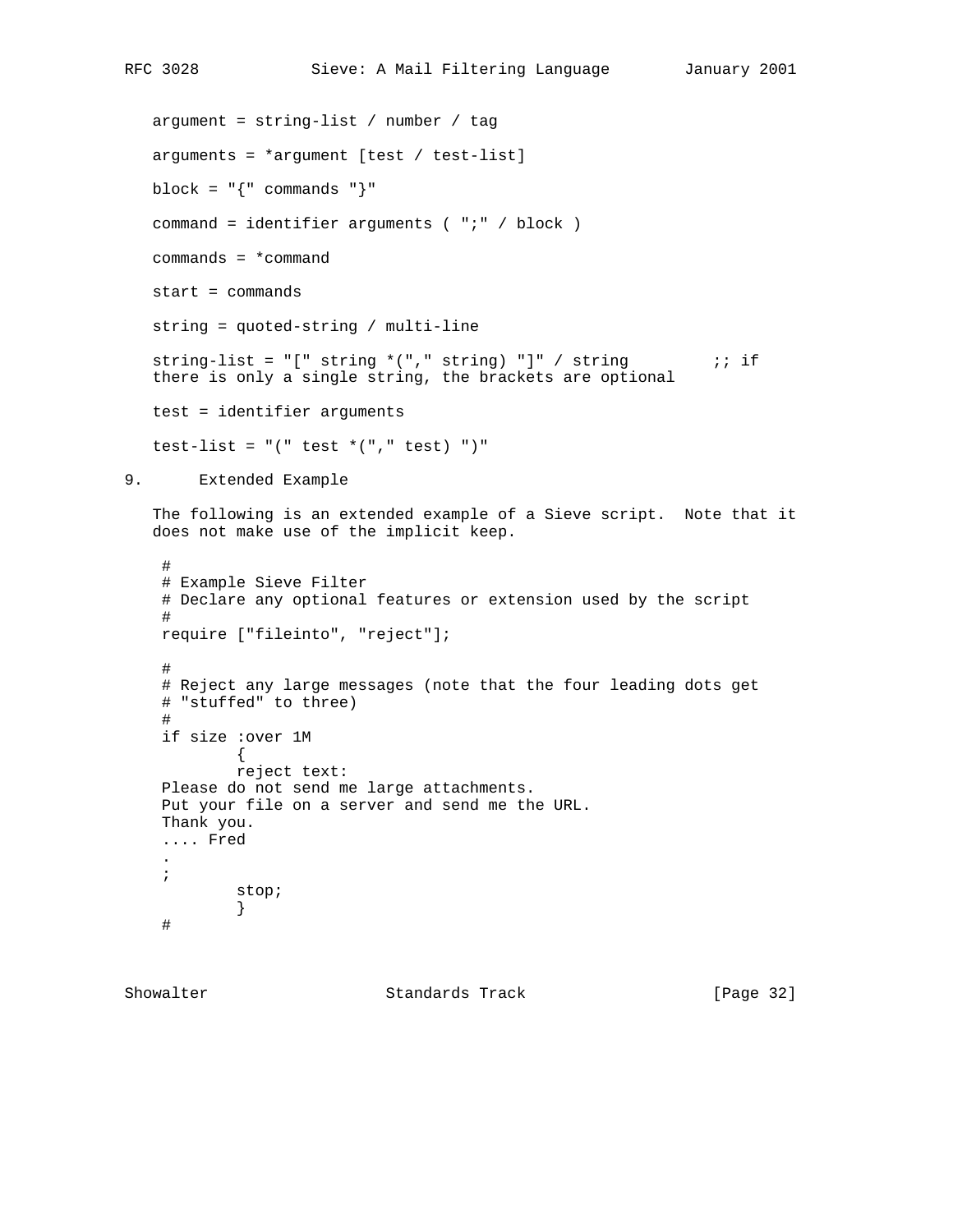```
argument = string-list / number / tag

arguments = *argument [test / test-list]

block = "{" commands "}"

command = identifier arguments ( ";" / block )

commands = *command

start = commands

string = quoted-string / multi-line

string-list = "[" string *("," string) "]" / string         ;; if
there is only a single string, the brackets are optional

test = identifier arguments

test-list = "(" test *("," test) ")"
```

## 9. Extended Example

The following is an extended example of a Sieve script. Note that it does not make use of the implicit keep.

```
#
# Example Sieve Filter
# Declare any optional features or extension used by the script
#
require ["fileinto", "reject"];

#
# Reject any large messages (note that the four leading dots get
# "stuffed" to three)
#
if size :over 1M
        {
        reject text:
Please do not send me large attachments.
Put your file on a server and send me the URL.
Thank you.
.... Fred
.
;
        stop;
        }
#
```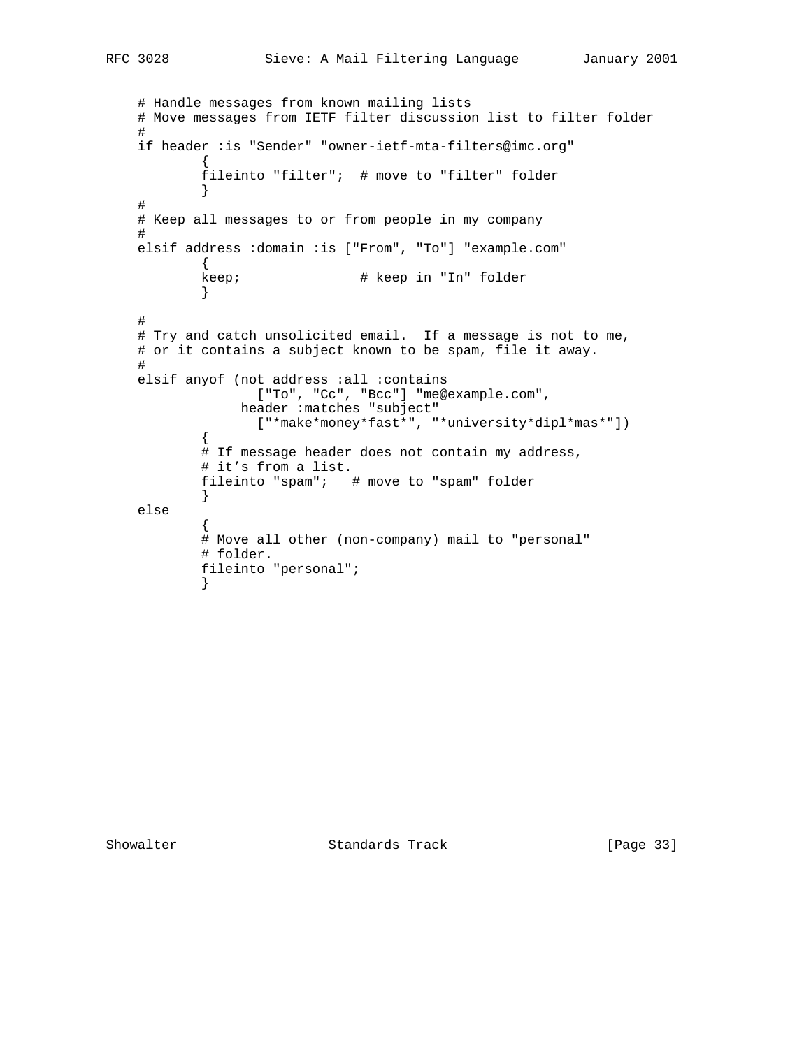```
# Handle messages from known mailing lists
# Move messages from IETF filter discussion list to filter folder
#
if header :is "Sender" "owner-ietf-mta-filters@imc.org"
        {
        fileinto "filter";  # move to "filter" folder
        }
#
# Keep all messages to or from people in my company
#
elsif address :domain :is ["From", "To"] "example.com"
        {
        keep;               # keep in "In" folder
        }

#
# Try and catch unsolicited email.  If a message is not to me,
# or it contains a subject known to be spam, file it away.
#
elsif anyof (not address :all :contains
               ["To", "Cc", "Bcc"] "me@example.com",
             header :matches "subject"
               ["*make*money*fast*", "*university*dipl*mas*"])
        {
        # If message header does not contain my address,
        # it's from a list.
        fileinto "spam";   # move to "spam" folder
        }
else
        {
        # Move all other (non-company) mail to "personal"
        # folder.
        fileinto "personal";
        }
```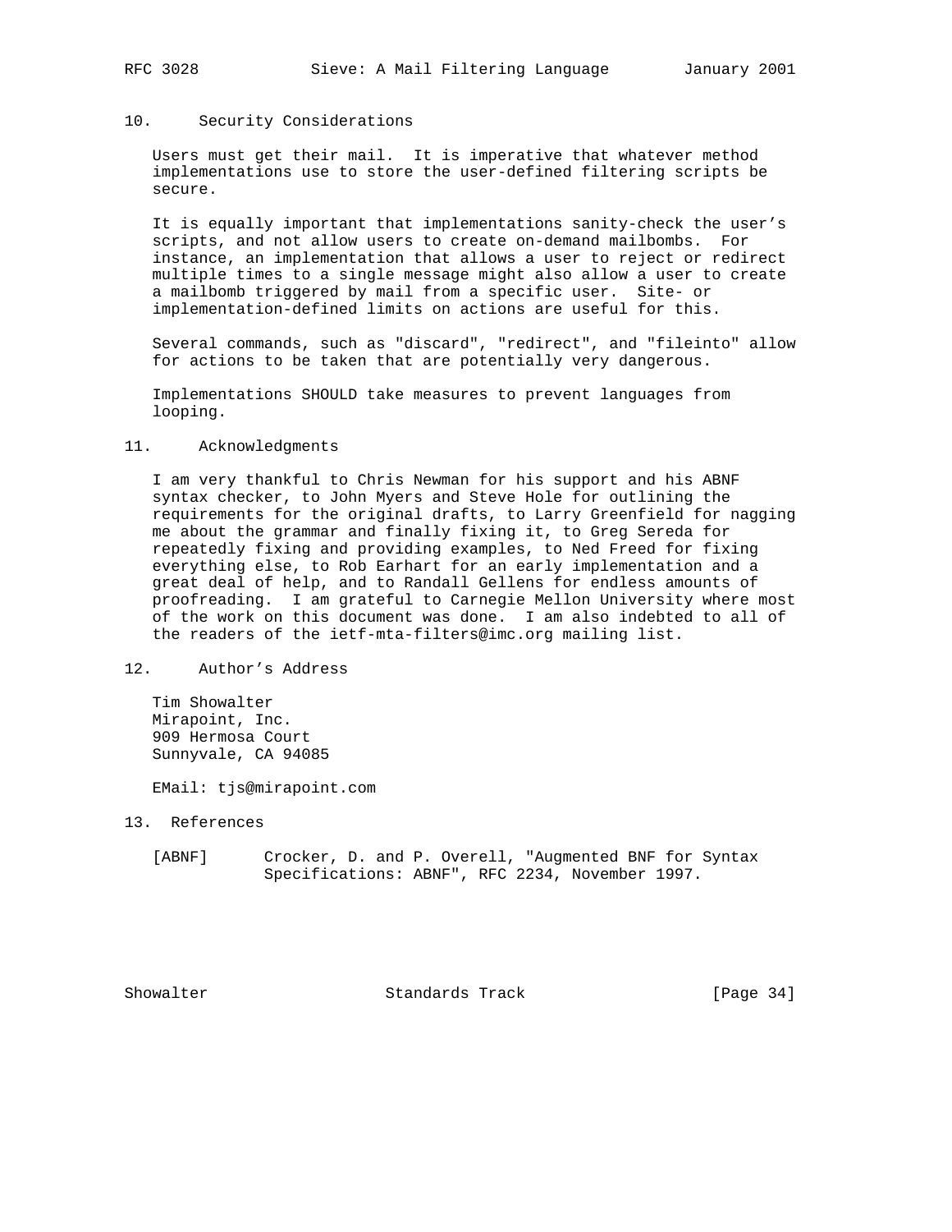## 10. Security Considerations

Users must get their mail. It is imperative that whatever method implementations use to store the user-defined filtering scripts be secure.

It is equally important that implementations sanity-check the user's scripts, and not allow users to create on-demand mailbombs. For instance, an implementation that allows a user to reject or redirect multiple times to a single message might also allow a user to create a mailbomb triggered by mail from a specific user. Site- or implementation-defined limits on actions are useful for this.

Several commands, such as "discard", "redirect", and "fileinto" allow for actions to be taken that are potentially very dangerous.

Implementations SHOULD take measures to prevent languages from looping.

## 11. Acknowledgments

I am very thankful to Chris Newman for his support and his ABNF syntax checker, to John Myers and Steve Hole for outlining the requirements for the original drafts, to Larry Greenfield for nagging me about the grammar and finally fixing it, to Greg Sereda for repeatedly fixing and providing examples, to Ned Freed for fixing everything else, to Rob Earhart for an early implementation and a great deal of help, and to Randall Gellens for endless amounts of proofreading. I am grateful to Carnegie Mellon University where most of the work on this document was done. I am also indebted to all of the readers of the ietf-mta-filters@imc.org mailing list.

## 12. Author's Address

Tim Showalter
Mirapoint, Inc.
909 Hermosa Court
Sunnyvale, CA 94085

EMail: tjs@mirapoint.com

## 13. References

[ABNF] Crocker, D. and P. Overell, "Augmented BNF for Syntax Specifications: ABNF", RFC 2234, November 1997.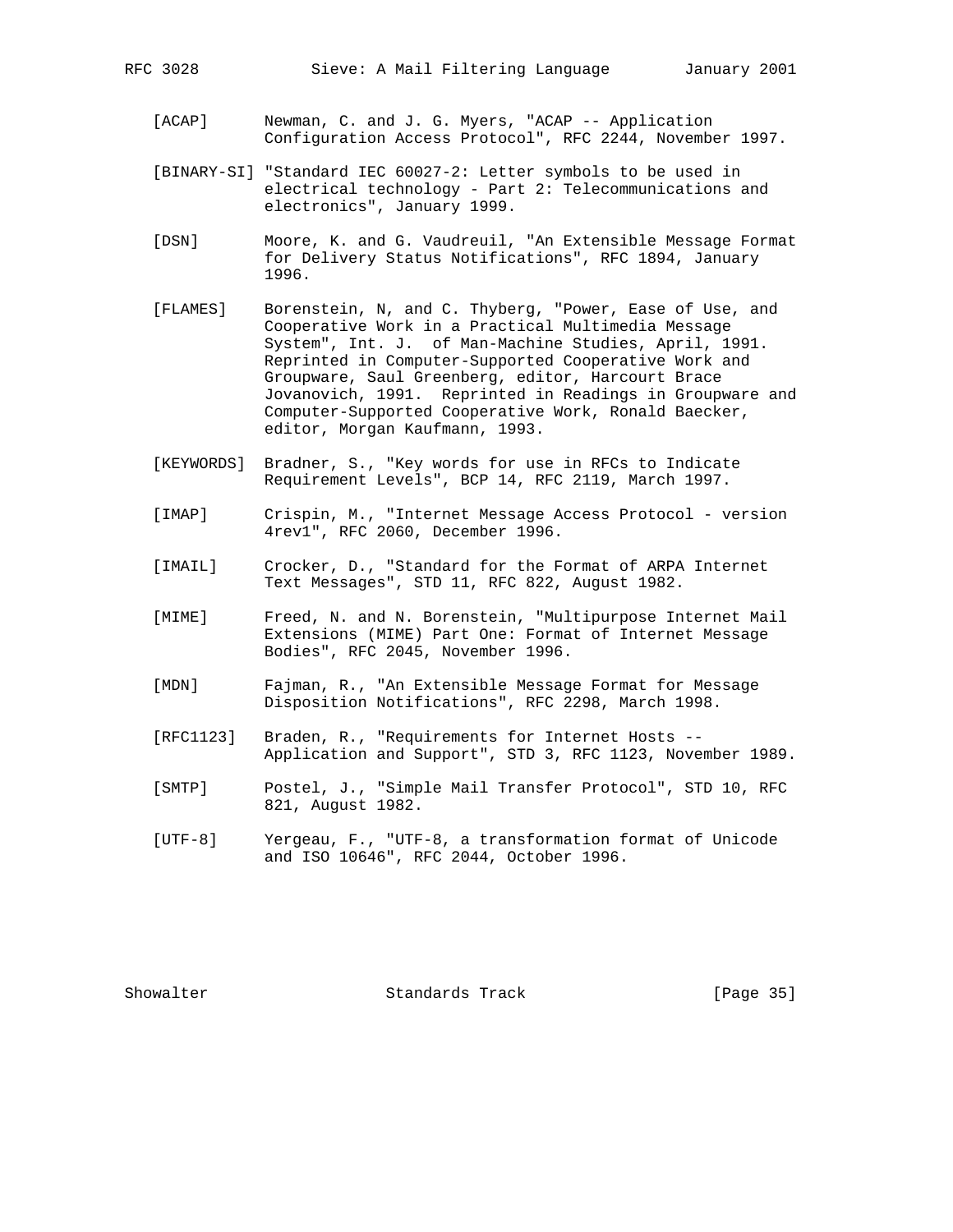[ACAP] Newman, C. and J. G. Myers, "ACAP -- Application Configuration Access Protocol", RFC 2244, November 1997.

[BINARY-SI] "Standard IEC 60027-2: Letter symbols to be used in electrical technology - Part 2: Telecommunications and electronics", January 1999.

[DSN] Moore, K. and G. Vaudreuil, "An Extensible Message Format for Delivery Status Notifications", RFC 1894, January 1996.

[FLAMES] Borenstein, N, and C. Thyberg, "Power, Ease of Use, and Cooperative Work in a Practical Multimedia Message System", Int. J. of Man-Machine Studies, April, 1991. Reprinted in Computer-Supported Cooperative Work and Groupware, Saul Greenberg, editor, Harcourt Brace Jovanovich, 1991. Reprinted in Readings in Groupware and Computer-Supported Cooperative Work, Ronald Baecker, editor, Morgan Kaufmann, 1993.

[KEYWORDS] Bradner, S., "Key words for use in RFCs to Indicate Requirement Levels", BCP 14, RFC 2119, March 1997.

[IMAP] Crispin, M., "Internet Message Access Protocol - version 4rev1", RFC 2060, December 1996.

[IMAIL] Crocker, D., "Standard for the Format of ARPA Internet Text Messages", STD 11, RFC 822, August 1982.

[MIME] Freed, N. and N. Borenstein, "Multipurpose Internet Mail Extensions (MIME) Part One: Format of Internet Message Bodies", RFC 2045, November 1996.

[MDN] Fajman, R., "An Extensible Message Format for Message Disposition Notifications", RFC 2298, March 1998.

[RFC1123] Braden, R., "Requirements for Internet Hosts -- Application and Support", STD 3, RFC 1123, November 1989.

[SMTP] Postel, J., "Simple Mail Transfer Protocol", STD 10, RFC 821, August 1982.

[UTF-8] Yergeau, F., "UTF-8, a transformation format of Unicode and ISO 10646", RFC 2044, October 1996.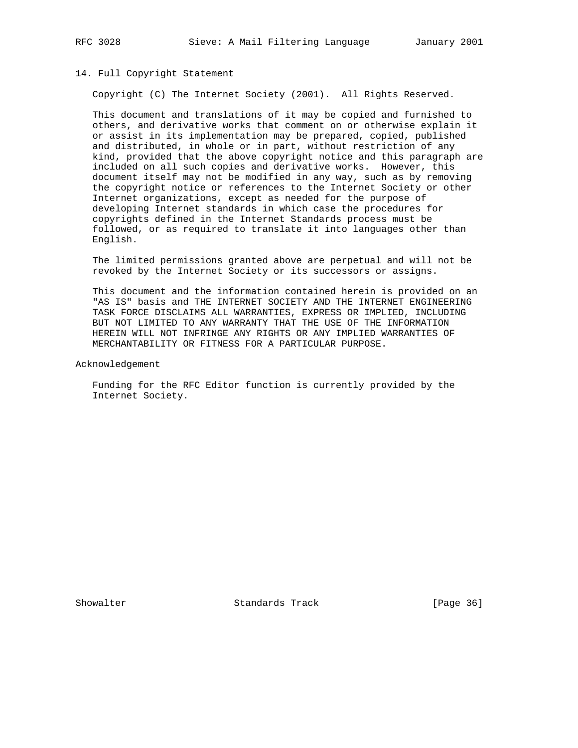## 14. Full Copyright Statement

Copyright (C) The Internet Society (2001). All Rights Reserved.

This document and translations of it may be copied and furnished to others, and derivative works that comment on or otherwise explain it or assist in its implementation may be prepared, copied, published and distributed, in whole or in part, without restriction of any kind, provided that the above copyright notice and this paragraph are included on all such copies and derivative works. However, this document itself may not be modified in any way, such as by removing the copyright notice or references to the Internet Society or other Internet organizations, except as needed for the purpose of developing Internet standards in which case the procedures for copyrights defined in the Internet Standards process must be followed, or as required to translate it into languages other than English.

The limited permissions granted above are perpetual and will not be revoked by the Internet Society or its successors or assigns.

This document and the information contained herein is provided on an "AS IS" basis and THE INTERNET SOCIETY AND THE INTERNET ENGINEERING TASK FORCE DISCLAIMS ALL WARRANTIES, EXPRESS OR IMPLIED, INCLUDING BUT NOT LIMITED TO ANY WARRANTY THAT THE USE OF THE INFORMATION HEREIN WILL NOT INFRINGE ANY RIGHTS OR ANY IMPLIED WARRANTIES OF MERCHANTABILITY OR FITNESS FOR A PARTICULAR PURPOSE.

## Acknowledgement

Funding for the RFC Editor function is currently provided by the Internet Society.